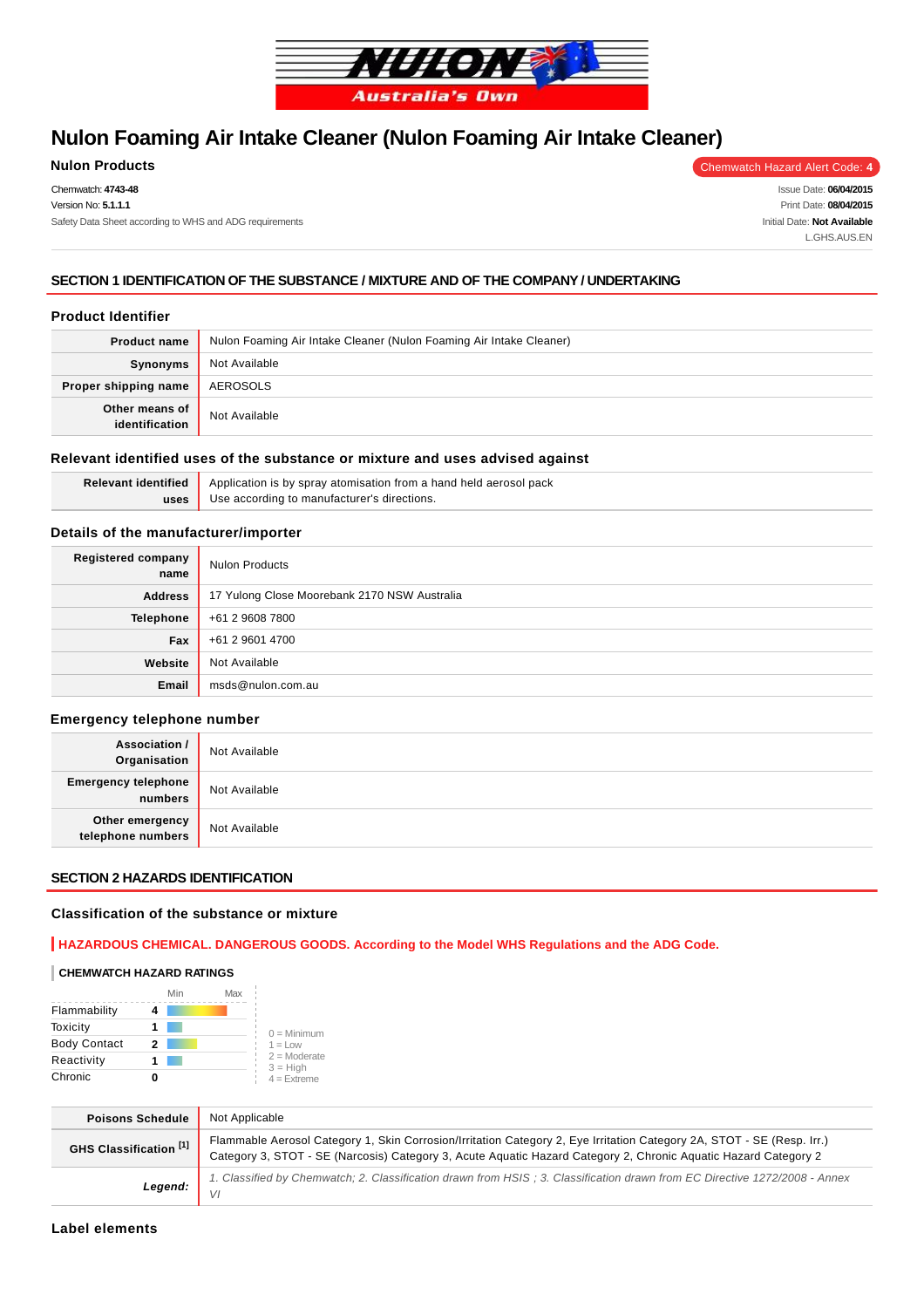# Nulon Foaming Air Intake Cleaner (Nulon Foaming Air Intake Cleaner)

**Nulon Products**

Chemwatch Hazard Alert Code: **4**

Chemwatch: **4743-48**
Version No: **5.1.1.1**
Safety Data Sheet according to WHS and ADG requirements

Issue Date: **06/04/2015**
Print Date: **08/04/2015**
Initial Date: **Not Available**
L.GHS.AUS.EN

## SECTION 1 IDENTIFICATION OF THE SUBSTANCE / MIXTURE AND OF THE COMPANY / UNDERTAKING

### Product Identifier

| | |
|---|---|
| **Product name** | Nulon Foaming Air Intake Cleaner (Nulon Foaming Air Intake Cleaner) |
| **Synonyms** | Not Available |
| **Proper shipping name** | AEROSOLS |
| **Other means of identification** | Not Available |

### Relevant identified uses of the substance or mixture and uses advised against

| | |
|---|---|
| **Relevant identified uses** | Application is by spray atomisation from a hand held aerosol pack<br>Use according to manufacturer's directions. |

### Details of the manufacturer/importer

| | |
|---|---|
| **Registered company name** | Nulon Products |
| **Address** | 17 Yulong Close Moorebank 2170 NSW Australia |
| **Telephone** | +61 2 9608 7800 |
| **Fax** | +61 2 9601 4700 |
| **Website** | Not Available |
| **Email** | msds@nulon.com.au |

### Emergency telephone number

| | |
|---|---|
| **Association / Organisation** | Not Available |
| **Emergency telephone numbers** | Not Available |
| **Other emergency telephone numbers** | Not Available |

## SECTION 2 HAZARDS IDENTIFICATION

### Classification of the substance or mixture

**HAZARDOUS CHEMICAL. DANGEROUS GOODS. According to the Model WHS Regulations and the ADG Code.**

#### CHEMWATCH HAZARD RATINGS

| | | Min / Max |
|---|---|---|
| Flammability | 4 | |
| Toxicity | 1 | |
| Body Contact | 2 | |
| Reactivity | 1 | |
| Chronic | 0 | |

0 = Minimum
1 = Low
2 = Moderate
3 = High
4 = Extreme

| | |
|---|---|
| **Poisons Schedule** | Not Applicable |
| **GHS Classification [1]** | Flammable Aerosol Category 1, Skin Corrosion/Irritation Category 2, Eye Irritation Category 2A, STOT - SE (Resp. Irr.) Category 3, STOT - SE (Narcosis) Category 3, Acute Aquatic Hazard Category 2, Chronic Aquatic Hazard Category 2 |
| ***Legend:*** | *1. Classified by Chemwatch; 2. Classification drawn from HSIS ; 3. Classification drawn from EC Directive 1272/2008 - Annex VI* |

### Label elements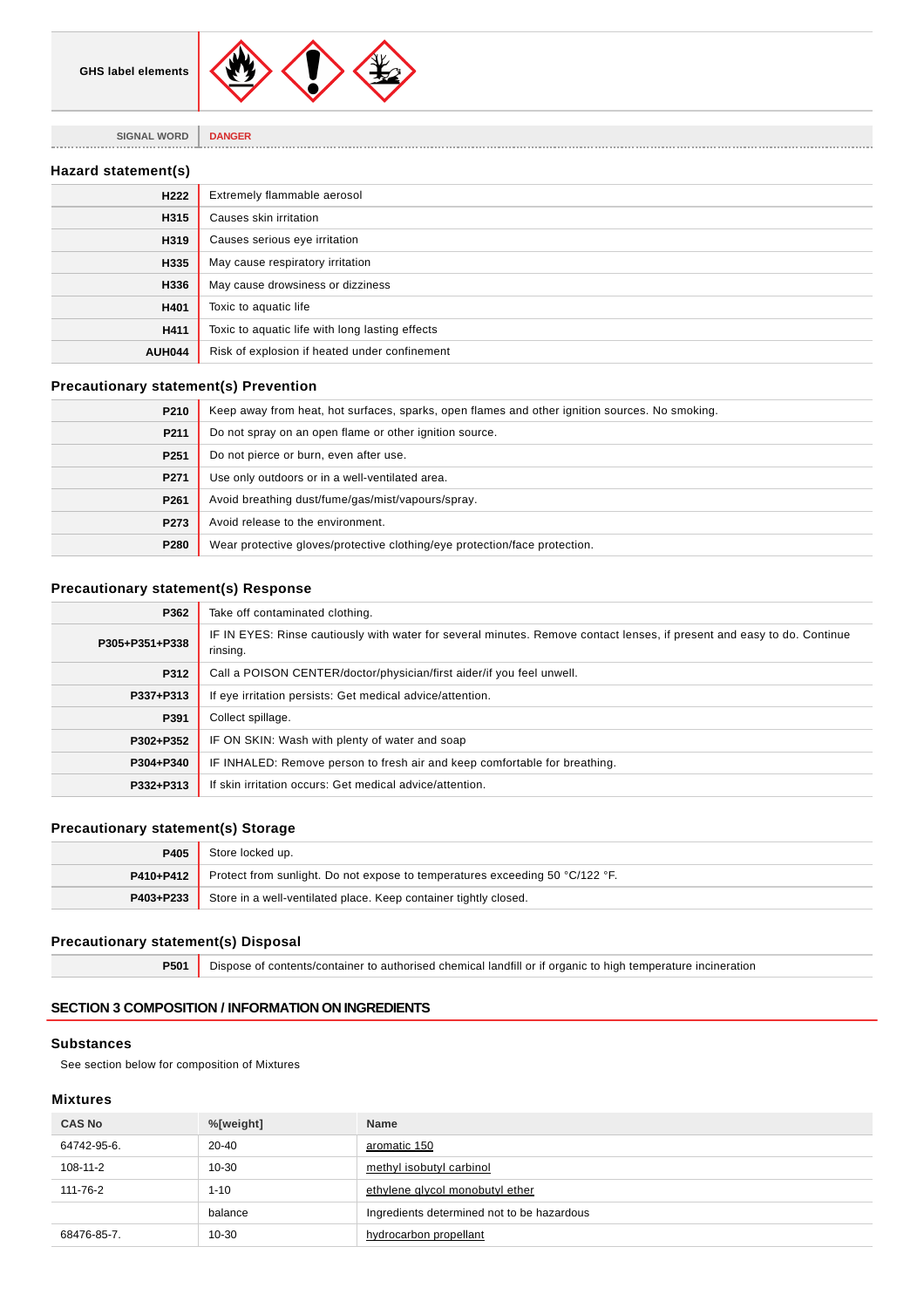| GHS label elements | |
|---|---|

| SIGNAL WORD | DANGER |
|---|---|

### Hazard statement(s)

| | |
|---|---|
| H222 | Extremely flammable aerosol |
| H315 | Causes skin irritation |
| H319 | Causes serious eye irritation |
| H335 | May cause respiratory irritation |
| H336 | May cause drowsiness or dizziness |
| H401 | Toxic to aquatic life |
| H411 | Toxic to aquatic life with long lasting effects |
| AUH044 | Risk of explosion if heated under confinement |

### Precautionary statement(s) Prevention

| | |
|---|---|
| P210 | Keep away from heat, hot surfaces, sparks, open flames and other ignition sources. No smoking. |
| P211 | Do not spray on an open flame or other ignition source. |
| P251 | Do not pierce or burn, even after use. |
| P271 | Use only outdoors or in a well-ventilated area. |
| P261 | Avoid breathing dust/fume/gas/mist/vapours/spray. |
| P273 | Avoid release to the environment. |
| P280 | Wear protective gloves/protective clothing/eye protection/face protection. |

### Precautionary statement(s) Response

| | |
|---|---|
| P362 | Take off contaminated clothing. |
| P305+P351+P338 | IF IN EYES: Rinse cautiously with water for several minutes. Remove contact lenses, if present and easy to do. Continue rinsing. |
| P312 | Call a POISON CENTER/doctor/physician/first aider/if you feel unwell. |
| P337+P313 | If eye irritation persists: Get medical advice/attention. |
| P391 | Collect spillage. |
| P302+P352 | IF ON SKIN: Wash with plenty of water and soap |
| P304+P340 | IF INHALED: Remove person to fresh air and keep comfortable for breathing. |
| P332+P313 | If skin irritation occurs: Get medical advice/attention. |

### Precautionary statement(s) Storage

| | |
|---|---|
| P405 | Store locked up. |
| P410+P412 | Protect from sunlight. Do not expose to temperatures exceeding 50 °C/122 °F. |
| P403+P233 | Store in a well-ventilated place. Keep container tightly closed. |

### Precautionary statement(s) Disposal

| | |
|---|---|
| P501 | Dispose of contents/container to authorised chemical landfill or if organic to high temperature incineration |

## SECTION 3 COMPOSITION / INFORMATION ON INGREDIENTS

### Substances

See section below for composition of Mixtures

### Mixtures

| CAS No | %[weight] | Name |
|---|---|---|
| 64742-95-6. | 20-40 | aromatic 150 |
| 108-11-2 | 10-30 | methyl isobutyl carbinol |
| 111-76-2 | 1-10 | ethylene glycol monobutyl ether |
| | balance | Ingredients determined not to be hazardous |
| 68476-85-7. | 10-30 | hydrocarbon propellant |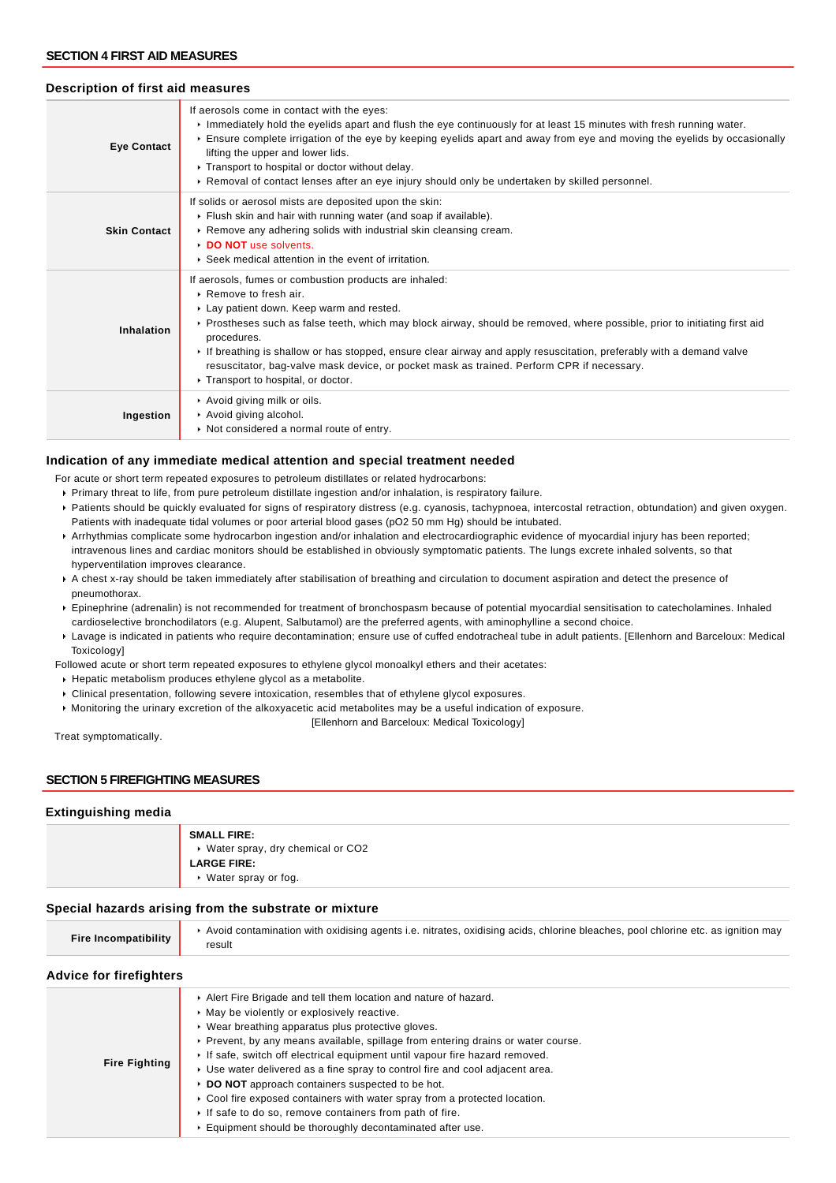## SECTION 4 FIRST AID MEASURES

### Description of first aid measures

| | |
|---|---|
| **Eye Contact** | If aerosols come in contact with the eyes:<br>▸ Immediately hold the eyelids apart and flush the eye continuously for at least 15 minutes with fresh running water.<br>▸ Ensure complete irrigation of the eye by keeping eyelids apart and away from eye and moving the eyelids by occasionally lifting the upper and lower lids.<br>▸ Transport to hospital or doctor without delay.<br>▸ Removal of contact lenses after an eye injury should only be undertaken by skilled personnel. |
| **Skin Contact** | If solids or aerosol mists are deposited upon the skin:<br>▸ Flush skin and hair with running water (and soap if available).<br>▸ Remove any adhering solids with industrial skin cleansing cream.<br>▸ **DO NOT** use solvents.<br>▸ Seek medical attention in the event of irritation. |
| **Inhalation** | If aerosols, fumes or combustion products are inhaled:<br>▸ Remove to fresh air.<br>▸ Lay patient down. Keep warm and rested.<br>▸ Prostheses such as false teeth, which may block airway, should be removed, where possible, prior to initiating first aid procedures.<br>▸ If breathing is shallow or has stopped, ensure clear airway and apply resuscitation, preferably with a demand valve resuscitator, bag-valve mask device, or pocket mask as trained. Perform CPR if necessary.<br>▸ Transport to hospital, or doctor. |
| **Ingestion** | ▸ Avoid giving milk or oils.<br>▸ Avoid giving alcohol.<br>▸ Not considered a normal route of entry. |

### Indication of any immediate medical attention and special treatment needed

For acute or short term repeated exposures to petroleum distillates or related hydrocarbons:

- Primary threat to life, from pure petroleum distillate ingestion and/or inhalation, is respiratory failure.
- Patients should be quickly evaluated for signs of respiratory distress (e.g. cyanosis, tachypnoea, intercostal retraction, obtundation) and given oxygen. Patients with inadequate tidal volumes or poor arterial blood gases (pO2 50 mm Hg) should be intubated.
- Arrhythmias complicate some hydrocarbon ingestion and/or inhalation and electrocardiographic evidence of myocardial injury has been reported; intravenous lines and cardiac monitors should be established in obviously symptomatic patients. The lungs excrete inhaled solvents, so that hyperventilation improves clearance.
- A chest x-ray should be taken immediately after stabilisation of breathing and circulation to document aspiration and detect the presence of pneumothorax.
- Epinephrine (adrenalin) is not recommended for treatment of bronchospasm because of potential myocardial sensitisation to catecholamines. Inhaled cardioselective bronchodilators (e.g. Alupent, Salbutamol) are the preferred agents, with aminophylline a second choice.
- Lavage is indicated in patients who require decontamination; ensure use of cuffed endotracheal tube in adult patients. [Ellenhorn and Barceloux: Medical Toxicology]

Followed acute or short term repeated exposures to ethylene glycol monoalkyl ethers and their acetates:

- Hepatic metabolism produces ethylene glycol as a metabolite.
- Clinical presentation, following severe intoxication, resembles that of ethylene glycol exposures.
- Monitoring the urinary excretion of the alkoxyacetic acid metabolites may be a useful indication of exposure.

[Ellenhorn and Barceloux: Medical Toxicology]

Treat symptomatically.

## SECTION 5 FIREFIGHTING MEASURES

### Extinguishing media

| | |
|---|---|
| | **SMALL FIRE:**<br>▸ Water spray, dry chemical or CO2<br>**LARGE FIRE:**<br>▸ Water spray or fog. |

### Special hazards arising from the substrate or mixture

| | |
|---|---|
| **Fire Incompatibility** | ▸ Avoid contamination with oxidising agents i.e. nitrates, oxidising acids, chlorine bleaches, pool chlorine etc. as ignition may result |

### Advice for firefighters

| | |
|---|---|
| **Fire Fighting** | ▸ Alert Fire Brigade and tell them location and nature of hazard.<br>▸ May be violently or explosively reactive.<br>▸ Wear breathing apparatus plus protective gloves.<br>▸ Prevent, by any means available, spillage from entering drains or water course.<br>▸ If safe, switch off electrical equipment until vapour fire hazard removed.<br>▸ Use water delivered as a fine spray to control fire and cool adjacent area.<br>▸ **DO NOT** approach containers suspected to be hot.<br>▸ Cool fire exposed containers with water spray from a protected location.<br>▸ If safe to do so, remove containers from path of fire.<br>▸ Equipment should be thoroughly decontaminated after use. |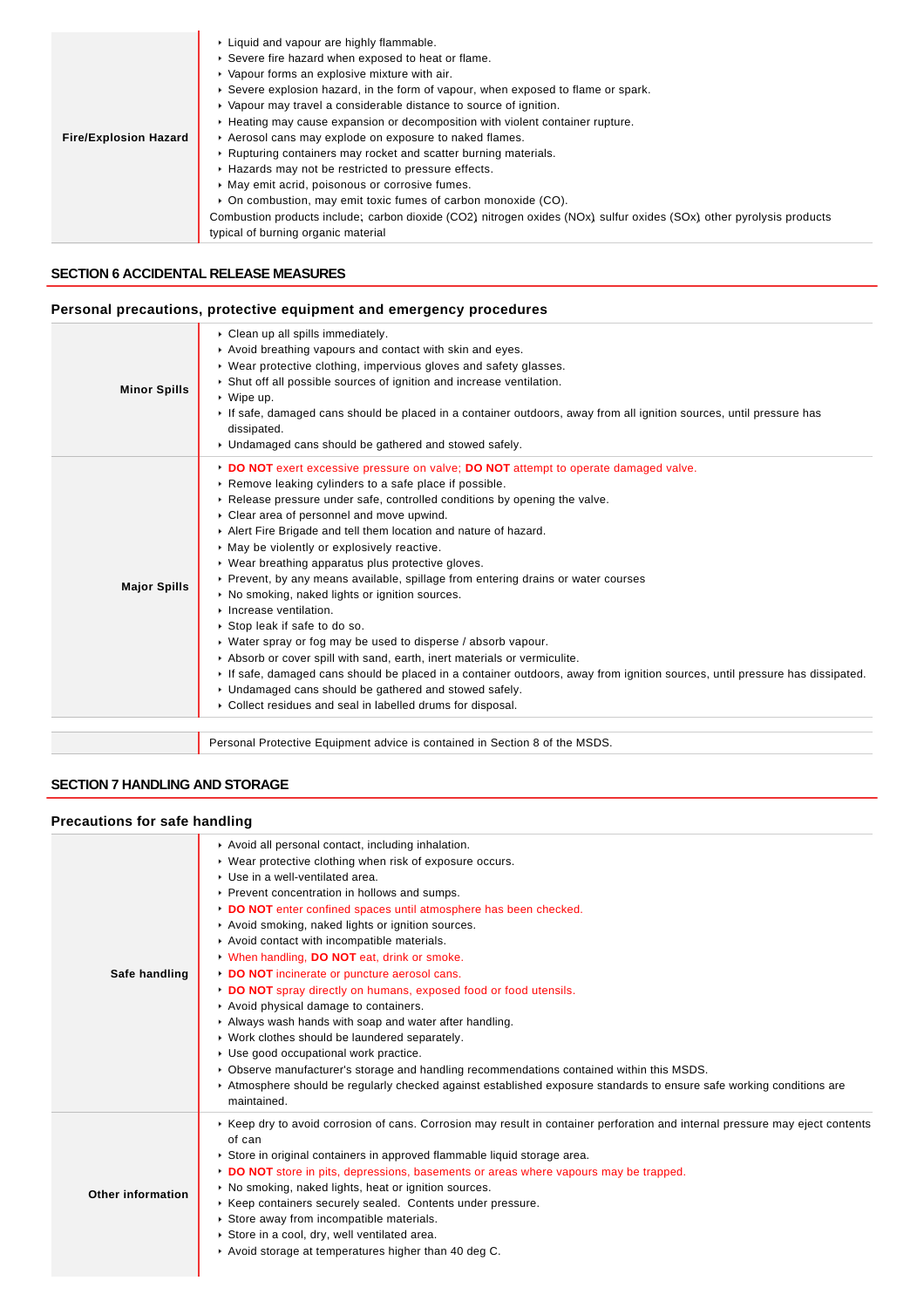| | |
|---|---|
| **Fire/Explosion Hazard** | ‣ Liquid and vapour are highly flammable.<br>‣ Severe fire hazard when exposed to heat or flame.<br>‣ Vapour forms an explosive mixture with air.<br>‣ Severe explosion hazard, in the form of vapour, when exposed to flame or spark.<br>‣ Vapour may travel a considerable distance to source of ignition.<br>‣ Heating may cause expansion or decomposition with violent container rupture.<br>‣ Aerosol cans may explode on exposure to naked flames.<br>‣ Rupturing containers may rocket and scatter burning materials.<br>‣ Hazards may not be restricted to pressure effects.<br>‣ May emit acrid, poisonous or corrosive fumes.<br>‣ On combustion, may emit toxic fumes of carbon monoxide (CO).<br>Combustion products include; carbon dioxide ($CO_2$) nitrogen oxides (NOx) sulfur oxides (SOx) other pyrolysis products typical of burning organic material |

## SECTION 6 ACCIDENTAL RELEASE MEASURES

### Personal precautions, protective equipment and emergency procedures

| | |
|---|---|
| **Minor Spills** | ‣ Clean up all spills immediately.<br>‣ Avoid breathing vapours and contact with skin and eyes.<br>‣ Wear protective clothing, impervious gloves and safety glasses.<br>‣ Shut off all possible sources of ignition and increase ventilation.<br>‣ Wipe up.<br>‣ If safe, damaged cans should be placed in a container outdoors, away from all ignition sources, until pressure has dissipated.<br>‣ Undamaged cans should be gathered and stowed safely. |
| **Major Spills** | ‣ **DO NOT** exert excessive pressure on valve; **DO NOT** attempt to operate damaged valve.<br>‣ Remove leaking cylinders to a safe place if possible.<br>‣ Release pressure under safe, controlled conditions by opening the valve.<br>‣ Clear area of personnel and move upwind.<br>‣ Alert Fire Brigade and tell them location and nature of hazard.<br>‣ May be violently or explosively reactive.<br>‣ Wear breathing apparatus plus protective gloves.<br>‣ Prevent, by any means available, spillage from entering drains or water courses<br>‣ No smoking, naked lights or ignition sources.<br>‣ Increase ventilation.<br>‣ Stop leak if safe to do so.<br>‣ Water spray or fog may be used to disperse / absorb vapour.<br>‣ Absorb or cover spill with sand, earth, inert materials or vermiculite.<br>‣ If safe, damaged cans should be placed in a container outdoors, away from ignition sources, until pressure has dissipated.<br>‣ Undamaged cans should be gathered and stowed safely.<br>‣ Collect residues and seal in labelled drums for disposal. |

| | |
|---|---|
| | Personal Protective Equipment advice is contained in Section 8 of the MSDS. |

## SECTION 7 HANDLING AND STORAGE

### Precautions for safe handling

| | |
|---|---|
| **Safe handling** | ‣ Avoid all personal contact, including inhalation.<br>‣ Wear protective clothing when risk of exposure occurs.<br>‣ Use in a well-ventilated area.<br>‣ Prevent concentration in hollows and sumps.<br>‣ **DO NOT** enter confined spaces until atmosphere has been checked.<br>‣ Avoid smoking, naked lights or ignition sources.<br>‣ Avoid contact with incompatible materials.<br>‣ When handling, **DO NOT** eat, drink or smoke.<br>‣ **DO NOT** incinerate or puncture aerosol cans.<br>‣ **DO NOT** spray directly on humans, exposed food or food utensils.<br>‣ Avoid physical damage to containers.<br>‣ Always wash hands with soap and water after handling.<br>‣ Work clothes should be laundered separately.<br>‣ Use good occupational work practice.<br>‣ Observe manufacturer's storage and handling recommendations contained within this MSDS.<br>‣ Atmosphere should be regularly checked against established exposure standards to ensure safe working conditions are maintained. |
| **Other information** | ‣ Keep dry to avoid corrosion of cans. Corrosion may result in container perforation and internal pressure may eject contents of can<br>‣ Store in original containers in approved flammable liquid storage area.<br>‣ **DO NOT** store in pits, depressions, basements or areas where vapours may be trapped.<br>‣ No smoking, naked lights, heat or ignition sources.<br>‣ Keep containers securely sealed. Contents under pressure.<br>‣ Store away from incompatible materials.<br>‣ Store in a cool, dry, well ventilated area.<br>‣ Avoid storage at temperatures higher than 40 deg C. |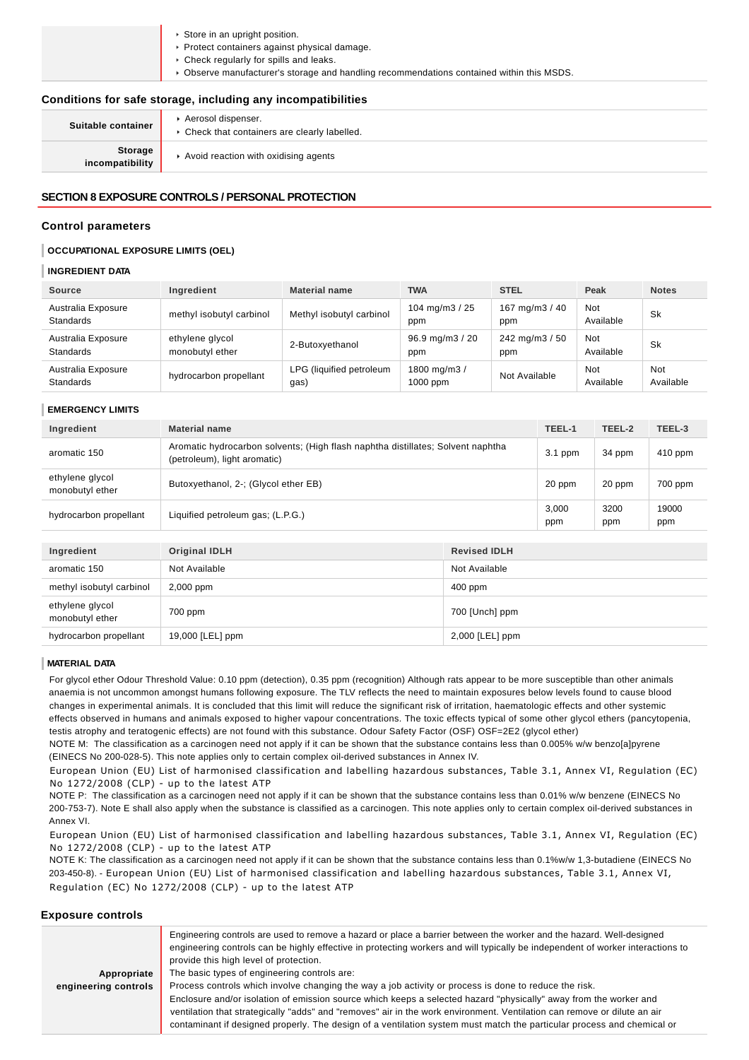| | |
|---|---|
| | - Store in an upright position.<br>- Protect containers against physical damage.<br>- Check regularly for spills and leaks.<br>- Observe manufacturer's storage and handling recommendations contained within this MSDS. |

### Conditions for safe storage, including any incompatibilities

| | |
|---|---|
| **Suitable container** | - Aerosol dispenser.<br>- Check that containers are clearly labelled. |
| **Storage incompatibility** | - Avoid reaction with oxidising agents |

## SECTION 8 EXPOSURE CONTROLS / PERSONAL PROTECTION

### Control parameters

#### OCCUPATIONAL EXPOSURE LIMITS (OEL)

#### INGREDIENT DATA

| Source | Ingredient | Material name | TWA | STEL | Peak | Notes |
|---|---|---|---|---|---|---|
| Australia Exposure Standards | methyl isobutyl carbinol | Methyl isobutyl carbinol | 104 mg/m3 / 25 ppm | 167 mg/m3 / 40 ppm | Not Available | Sk |
| Australia Exposure Standards | ethylene glycol monobutyl ether | 2-Butoxyethanol | 96.9 mg/m3 / 20 ppm | 242 mg/m3 / 50 ppm | Not Available | Sk |
| Australia Exposure Standards | hydrocarbon propellant | LPG (liquified petroleum gas) | 1800 mg/m3 / 1000 ppm | Not Available | Not Available | Not Available |

#### EMERGENCY LIMITS

| Ingredient | Material name | TEEL-1 | TEEL-2 | TEEL-3 |
|---|---|---|---|---|
| aromatic 150 | Aromatic hydrocarbon solvents; (High flash naphtha distillates; Solvent naphtha (petroleum), light aromatic) | 3.1 ppm | 34 ppm | 410 ppm |
| ethylene glycol monobutyl ether | Butoxyethanol, 2-; (Glycol ether EB) | 20 ppm | 20 ppm | 700 ppm |
| hydrocarbon propellant | Liquified petroleum gas; (L.P.G.) | 3,000 ppm | 3200 ppm | 19000 ppm |

| Ingredient | Original IDLH | Revised IDLH |
|---|---|---|
| aromatic 150 | Not Available | Not Available |
| methyl isobutyl carbinol | 2,000 ppm | 400 ppm |
| ethylene glycol monobutyl ether | 700 ppm | 700 [Unch] ppm |
| hydrocarbon propellant | 19,000 [LEL] ppm | 2,000 [LEL] ppm |

#### MATERIAL DATA

For glycol ether Odour Threshold Value: 0.10 ppm (detection), 0.35 ppm (recognition) Although rats appear to be more susceptible than other animals anaemia is not uncommon amongst humans following exposure. The TLV reflects the need to maintain exposures below levels found to cause blood changes in experimental animals. It is concluded that this limit will reduce the significant risk of irritation, haematologic effects and other systemic effects observed in humans and animals exposed to higher vapour concentrations. The toxic effects typical of some other glycol ethers (pancytopenia, testis atrophy and teratogenic effects) are not found with this substance. Odour Safety Factor (OSF) OSF=2E2 (glycol ether)
NOTE M: The classification as a carcinogen need not apply if it can be shown that the substance contains less than 0.005% w/w benzo[a]pyrene (EINECS No 200-028-5). This note applies only to certain complex oil-derived substances in Annex IV.
European Union (EU) List of harmonised classification and labelling hazardous substances, Table 3.1, Annex VI, Regulation (EC) No 1272/2008 (CLP) - up to the latest ATP
NOTE P: The classification as a carcinogen need not apply if it can be shown that the substance contains less than 0.01% w/w benzene (EINECS No 200-753-7). Note E shall also apply when the substance is classified as a carcinogen. This note applies only to certain complex oil-derived substances in Annex VI.
European Union (EU) List of harmonised classification and labelling hazardous substances, Table 3.1, Annex VI, Regulation (EC) No 1272/2008 (CLP) - up to the latest ATP
NOTE K: The classification as a carcinogen need not apply if it can be shown that the substance contains less than 0.1%w/w 1,3-butadiene (EINECS No 203-450-8). - European Union (EU) List of harmonised classification and labelling hazardous substances, Table 3.1, Annex VI, Regulation (EC) No 1272/2008 (CLP) - up to the latest ATP

### Exposure controls

| | |
|---|---|
| **Appropriate engineering controls** | Engineering controls are used to remove a hazard or place a barrier between the worker and the hazard. Well-designed engineering controls can be highly effective in protecting workers and will typically be independent of worker interactions to provide this high level of protection.<br>The basic types of engineering controls are:<br>Process controls which involve changing the way a job activity or process is done to reduce the risk.<br>Enclosure and/or isolation of emission source which keeps a selected hazard "physically" away from the worker and ventilation that strategically "adds" and "removes" air in the work environment. Ventilation can remove or dilute an air contaminant if designed properly. The design of a ventilation system must match the particular process and chemical or |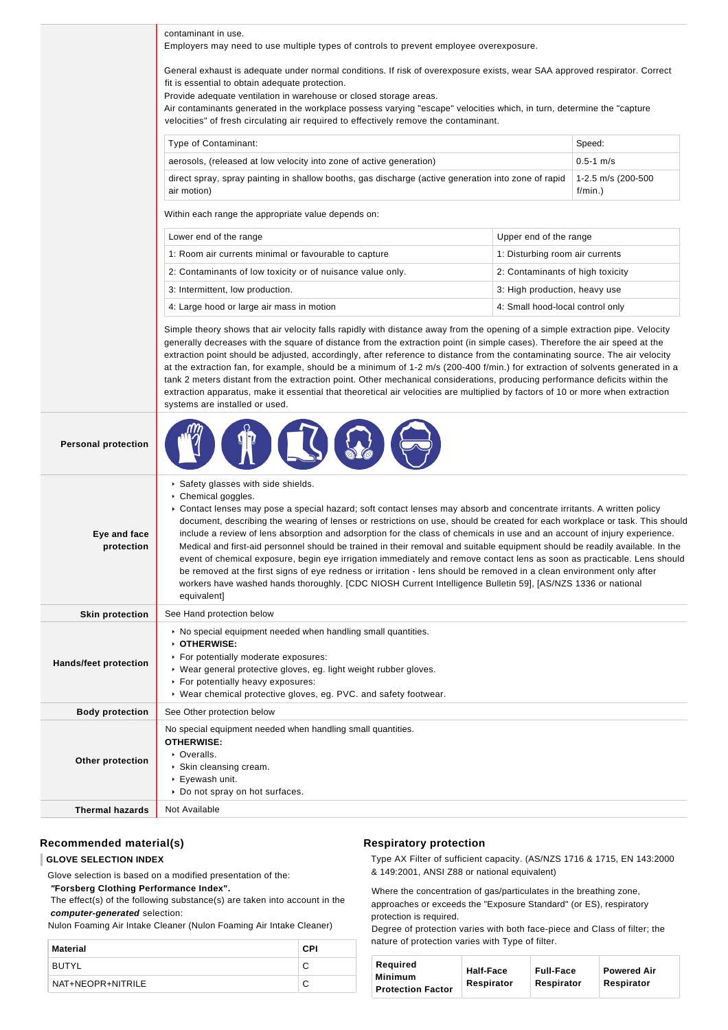| | |
|---|---|
| | contaminant in use.<br>Employers may need to use multiple types of controls to prevent employee overexposure.<br><br>General exhaust is adequate under normal conditions. If risk of overexposure exists, wear SAA approved respirator. Correct fit is essential to obtain adequate protection.<br>Provide adequate ventilation in warehouse or closed storage areas.<br>Air contaminants generated in the workplace possess varying "escape" velocities which, in turn, determine the "capture velocities" of fresh circulating air required to effectively remove the contaminant. |

| Type of Contaminant: | Speed: |
|---|---|
| aerosols, (released at low velocity into zone of active generation) | 0.5-1 m/s |
| direct spray, spray painting in shallow booths, gas discharge (active generation into zone of rapid air motion) | 1-2.5 m/s (200-500 f/min.) |

Within each range the appropriate value depends on:

| Lower end of the range | Upper end of the range |
|---|---|
| 1: Room air currents minimal or favourable to capture | 1: Disturbing room air currents |
| 2: Contaminants of low toxicity or of nuisance value only. | 2: Contaminants of high toxicity |
| 3: Intermittent, low production. | 3: High production, heavy use |
| 4: Large hood or large air mass in motion | 4: Small hood-local control only |

Simple theory shows that air velocity falls rapidly with distance away from the opening of a simple extraction pipe. Velocity generally decreases with the square of distance from the extraction point (in simple cases). Therefore the air speed at the extraction point should be adjusted, accordingly, after reference to distance from the contaminating source. The air velocity at the extraction fan, for example, should be a minimum of 1-2 m/s (200-400 f/min.) for extraction of solvents generated in a tank 2 meters distant from the extraction point. Other mechanical considerations, producing performance deficits within the extraction apparatus, make it essential that theoretical air velocities are multiplied by factors of 10 or more when extraction systems are installed or used.

| | |
|---|---|
| **Personal protection** | |
| **Eye and face protection** | - Safety glasses with side shields.<br>- Chemical goggles.<br>- Contact lenses may pose a special hazard; soft contact lenses may absorb and concentrate irritants. A written policy document, describing the wearing of lenses or restrictions on use, should be created for each workplace or task. This should include a review of lens absorption and adsorption for the class of chemicals in use and an account of injury experience. Medical and first-aid personnel should be trained in their removal and suitable equipment should be readily available. In the event of chemical exposure, begin eye irrigation immediately and remove contact lens as soon as practicable. Lens should be removed at the first signs of eye redness or irritation - lens should be removed in a clean environment only after workers have washed hands thoroughly. [CDC NIOSH Current Intelligence Bulletin 59], [AS/NZS 1336 or national equivalent] |
| **Skin protection** | See Hand protection below |
| **Hands/feet protection** | - No special equipment needed when handling small quantities.<br>- **OTHERWISE:**<br>- For potentially moderate exposures:<br>- Wear general protective gloves, eg. light weight rubber gloves.<br>- For potentially heavy exposures:<br>- Wear chemical protective gloves, eg. PVC. and safety footwear. |
| **Body protection** | See Other protection below |
| **Other protection** | No special equipment needed when handling small quantities.<br>**OTHERWISE:**<br>- Overalls.<br>- Skin cleansing cream.<br>- Eyewash unit.<br>- Do not spray on hot surfaces. |
| **Thermal hazards** | Not Available |

## Recommended material(s)

**GLOVE SELECTION INDEX**

Glove selection is based on a modified presentation of the:
***"Forsberg Clothing Performance Index".***
The effect(s) of the following substance(s) are taken into account in the ***computer-generated*** selection:
Nulon Foaming Air Intake Cleaner (Nulon Foaming Air Intake Cleaner)

| Material | CPI |
|---|---|
| BUTYL | C |
| NAT+NEOPR+NITRILE | C |

## Respiratory protection

Type AX Filter of sufficient capacity. (AS/NZS 1716 & 1715, EN 143:2000 & 149:2001, ANSI Z88 or national equivalent)

Where the concentration of gas/particulates in the breathing zone, approaches or exceeds the "Exposure Standard" (or ES), respiratory protection is required.
Degree of protection varies with both face-piece and Class of filter; the nature of protection varies with Type of filter.

| Required Minimum Protection Factor | Half-Face Respirator | Full-Face Respirator | Powered Air Respirator |
|---|---|---|---|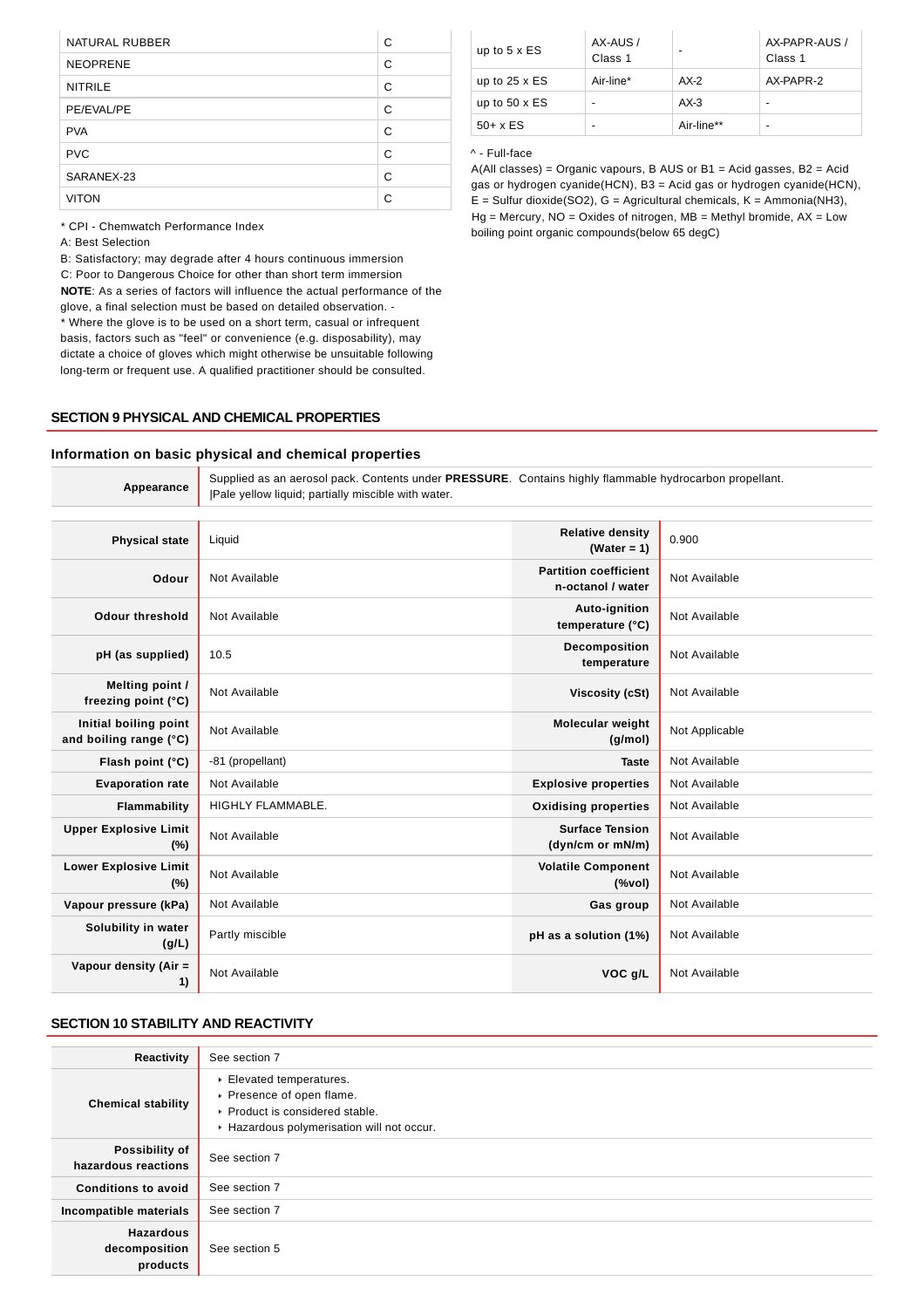| NATURAL RUBBER | C |
|---|---|
| NEOPRENE | C |
| NITRILE | C |
| PE/EVAL/PE | C |
| PVA | C |
| PVC | C |
| SARANEX-23 | C |
| VITON | C |

* CPI - Chemwatch Performance Index
A: Best Selection
B: Satisfactory; may degrade after 4 hours continuous immersion
C: Poor to Dangerous Choice for other than short term immersion
**NOTE**: As a series of factors will influence the actual performance of the glove, a final selection must be based on detailed observation. -
* Where the glove is to be used on a short term, casual or infrequent basis, factors such as "feel" or convenience (e.g. disposability), may dictate a choice of gloves which might otherwise be unsuitable following long-term or frequent use. A qualified practitioner should be consulted.

| up to 5 x ES | AX-AUS / Class 1 | - | AX-PAPR-AUS / Class 1 |
|---|---|---|---|
| up to 25 x ES | Air-line* | AX-2 | AX-PAPR-2 |
| up to 50 x ES | - | AX-3 | - |
| 50+ x ES | - | Air-line** | - |

^ - Full-face
A(All classes) = Organic vapours, B AUS or B1 = Acid gasses, B2 = Acid gas or hydrogen cyanide(HCN), B3 = Acid gas or hydrogen cyanide(HCN), E = Sulfur dioxide(SO2), G = Agricultural chemicals, K = Ammonia(NH3), Hg = Mercury, NO = Oxides of nitrogen, MB = Methyl bromide, AX = Low boiling point organic compounds(below 65 degC)

## SECTION 9 PHYSICAL AND CHEMICAL PROPERTIES

### Information on basic physical and chemical properties

| | |
|---|---|
| **Appearance** | Supplied as an aerosol pack. Contents under **PRESSURE**. Contains highly flammable hydrocarbon propellant. \|Pale yellow liquid; partially miscible with water. |

| | | | |
|---|---|---|---|
| **Physical state** | Liquid | **Relative density (Water = 1)** | 0.900 |
| **Odour** | Not Available | **Partition coefficient n-octanol / water** | Not Available |
| **Odour threshold** | Not Available | **Auto-ignition temperature (°C)** | Not Available |
| **pH (as supplied)** | 10.5 | **Decomposition temperature** | Not Available |
| **Melting point / freezing point (°C)** | Not Available | **Viscosity (cSt)** | Not Available |
| **Initial boiling point and boiling range (°C)** | Not Available | **Molecular weight (g/mol)** | Not Applicable |
| **Flash point (°C)** | -81 (propellant) | **Taste** | Not Available |
| **Evaporation rate** | Not Available | **Explosive properties** | Not Available |
| **Flammability** | HIGHLY FLAMMABLE. | **Oxidising properties** | Not Available |
| **Upper Explosive Limit (%)** | Not Available | **Surface Tension (dyn/cm or mN/m)** | Not Available |
| **Lower Explosive Limit (%)** | Not Available | **Volatile Component (%vol)** | Not Available |
| **Vapour pressure (kPa)** | Not Available | **Gas group** | Not Available |
| **Solubility in water (g/L)** | Partly miscible | **pH as a solution (1%)** | Not Available |
| **Vapour density (Air = 1)** | Not Available | **VOC g/L** | Not Available |

## SECTION 10 STABILITY AND REACTIVITY

| | |
|---|---|
| **Reactivity** | See section 7 |
| **Chemical stability** | ‣ Elevated temperatures.<br>‣ Presence of open flame.<br>‣ Product is considered stable.<br>‣ Hazardous polymerisation will not occur. |
| **Possibility of hazardous reactions** | See section 7 |
| **Conditions to avoid** | See section 7 |
| **Incompatible materials** | See section 7 |
| **Hazardous decomposition products** | See section 5 |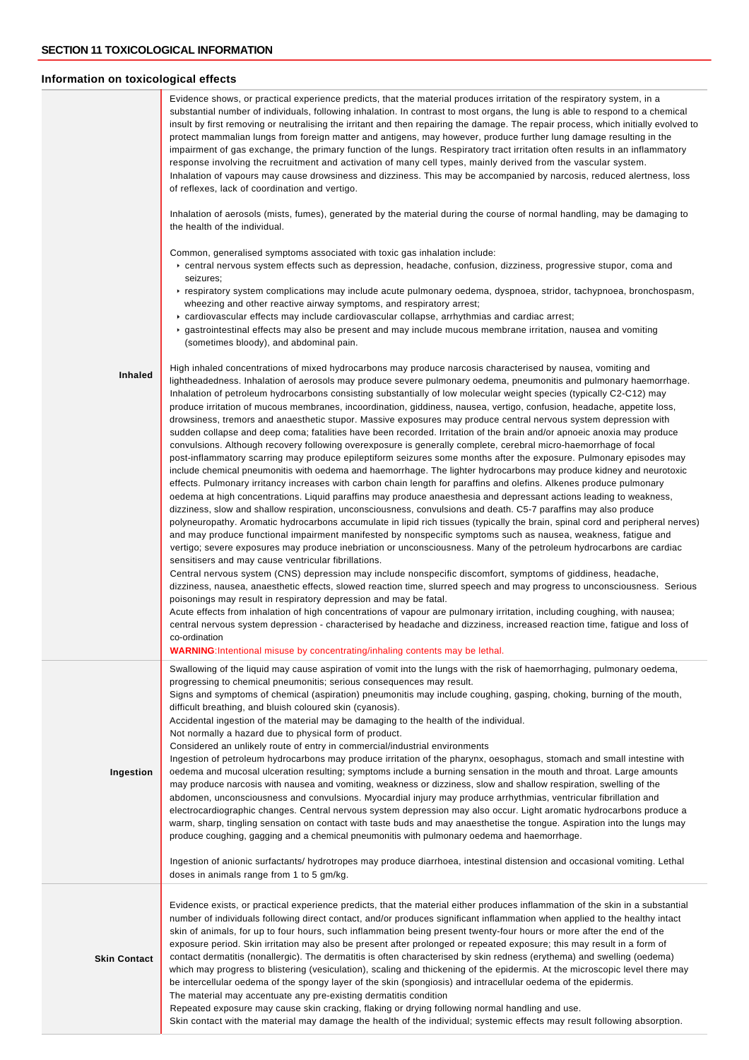## SECTION 11 TOXICOLOGICAL INFORMATION

### Information on toxicological effects

| | |
|---|---|
| **Inhaled** | Evidence shows, or practical experience predicts, that the material produces irritation of the respiratory system, in a substantial number of individuals, following inhalation. In contrast to most organs, the lung is able to respond to a chemical insult by first removing or neutralising the irritant and then repairing the damage. The repair process, which initially evolved to protect mammalian lungs from foreign matter and antigens, may however, produce further lung damage resulting in the impairment of gas exchange, the primary function of the lungs. Respiratory tract irritation often results in an inflammatory response involving the recruitment and activation of many cell types, mainly derived from the vascular system.<br>Inhalation of vapours may cause drowsiness and dizziness. This may be accompanied by narcosis, reduced alertness, loss of reflexes, lack of coordination and vertigo.<br><br>Inhalation of aerosols (mists, fumes), generated by the material during the course of normal handling, may be damaging to the health of the individual.<br><br>Common, generalised symptoms associated with toxic gas inhalation include:<br>▸ central nervous system effects such as depression, headache, confusion, dizziness, progressive stupor, coma and seizures;<br>▸ respiratory system complications may include acute pulmonary oedema, dyspnoea, stridor, tachypnoea, bronchospasm, wheezing and other reactive airway symptoms, and respiratory arrest;<br>▸ cardiovascular effects may include cardiovascular collapse, arrhythmias and cardiac arrest;<br>▸ gastrointestinal effects may also be present and may include mucous membrane irritation, nausea and vomiting (sometimes bloody), and abdominal pain.<br><br>High inhaled concentrations of mixed hydrocarbons may produce narcosis characterised by nausea, vomiting and lightheadedness. Inhalation of aerosols may produce severe pulmonary oedema, pneumonitis and pulmonary haemorrhage. Inhalation of petroleum hydrocarbons consisting substantially of low molecular weight species (typically C2-C12) may produce irritation of mucous membranes, incoordination, giddiness, nausea, vertigo, confusion, headache, appetite loss, drowsiness, tremors and anaesthetic stupor. Massive exposures may produce central nervous system depression with sudden collapse and deep coma; fatalities have been recorded. Irritation of the brain and/or apnoeic anoxia may produce convulsions. Although recovery following overexposure is generally complete, cerebral micro-haemorrhage of focal post-inflammatory scarring may produce epileptiform seizures some months after the exposure. Pulmonary episodes may include chemical pneumonitis with oedema and haemorrhage. The lighter hydrocarbons may produce kidney and neurotoxic effects. Pulmonary irritancy increases with carbon chain length for paraffins and olefins. Alkenes produce pulmonary oedema at high concentrations. Liquid paraffins may produce anaesthesia and depressant actions leading to weakness, dizziness, slow and shallow respiration, unconsciousness, convulsions and death. C5-7 paraffins may also produce polyneuropathy. Aromatic hydrocarbons accumulate in lipid rich tissues (typically the brain, spinal cord and peripheral nerves) and may produce functional impairment manifested by nonspecific symptoms such as nausea, weakness, fatigue and vertigo; severe exposures may produce inebriation or unconsciousness. Many of the petroleum hydrocarbons are cardiac sensitisers and may cause ventricular fibrillations.<br>Central nervous system (CNS) depression may include nonspecific discomfort, symptoms of giddiness, headache, dizziness, nausea, anaesthetic effects, slowed reaction time, slurred speech and may progress to unconsciousness. Serious poisonings may result in respiratory depression and may be fatal.<br>Acute effects from inhalation of high concentrations of vapour are pulmonary irritation, including coughing, with nausea; central nervous system depression - characterised by headache and dizziness, increased reaction time, fatigue and loss of co-ordination<br>**WARNING**:Intentional misuse by concentrating/inhaling contents may be lethal. |
| **Ingestion** | Swallowing of the liquid may cause aspiration of vomit into the lungs with the risk of haemorrhaging, pulmonary oedema, progressing to chemical pneumonitis; serious consequences may result.<br>Signs and symptoms of chemical (aspiration) pneumonitis may include coughing, gasping, choking, burning of the mouth, difficult breathing, and bluish coloured skin (cyanosis).<br>Accidental ingestion of the material may be damaging to the health of the individual.<br>Not normally a hazard due to physical form of product.<br>Considered an unlikely route of entry in commercial/industrial environments<br>Ingestion of petroleum hydrocarbons may produce irritation of the pharynx, oesophagus, stomach and small intestine with oedema and mucosal ulceration resulting; symptoms include a burning sensation in the mouth and throat. Large amounts may produce narcosis with nausea and vomiting, weakness or dizziness, slow and shallow respiration, swelling of the abdomen, unconsciousness and convulsions. Myocardial injury may produce arrhythmias, ventricular fibrillation and electrocardiographic changes. Central nervous system depression may also occur. Light aromatic hydrocarbons produce a warm, sharp, tingling sensation on contact with taste buds and may anaesthetise the tongue. Aspiration into the lungs may produce coughing, gagging and a chemical pneumonitis with pulmonary oedema and haemorrhage.<br><br>Ingestion of anionic surfactants/ hydrotropes may produce diarrhoea, intestinal distension and occasional vomiting. Lethal doses in animals range from 1 to 5 gm/kg. |
| **Skin Contact** | Evidence exists, or practical experience predicts, that the material either produces inflammation of the skin in a substantial number of individuals following direct contact, and/or produces significant inflammation when applied to the healthy intact skin of animals, for up to four hours, such inflammation being present twenty-four hours or more after the end of the exposure period. Skin irritation may also be present after prolonged or repeated exposure; this may result in a form of contact dermatitis (nonallergic). The dermatitis is often characterised by skin redness (erythema) and swelling (oedema) which may progress to blistering (vesiculation), scaling and thickening of the epidermis. At the microscopic level there may be intercellular oedema of the spongy layer of the skin (spongiosis) and intracellular oedema of the epidermis.<br>The material may accentuate any pre-existing dermatitis condition<br>Repeated exposure may cause skin cracking, flaking or drying following normal handling and use.<br>Skin contact with the material may damage the health of the individual; systemic effects may result following absorption. |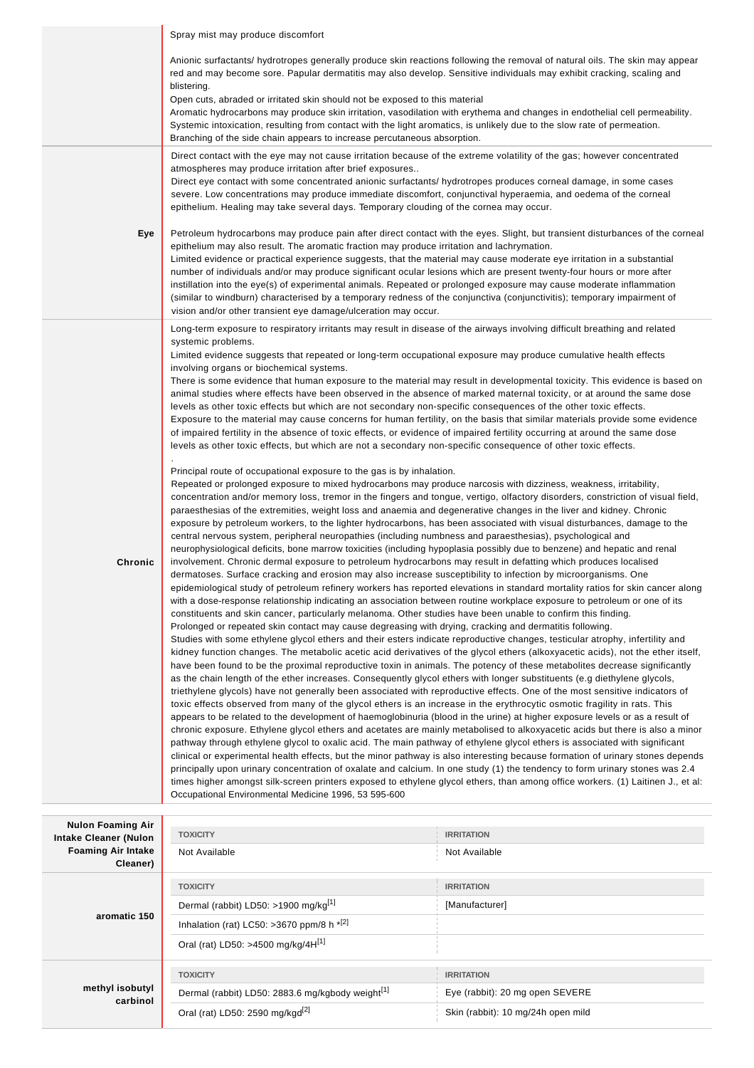| | |
|---|---|
| | Spray mist may produce discomfort<br><br>Anionic surfactants/ hydrotropes generally produce skin reactions following the removal of natural oils. The skin may appear red and may become sore. Papular dermatitis may also develop. Sensitive individuals may exhibit cracking, scaling and blistering.<br>Open cuts, abraded or irritated skin should not be exposed to this material<br>Aromatic hydrocarbons may produce skin irritation, vasodilation with erythema and changes in endothelial cell permeability. Systemic intoxication, resulting from contact with the light aromatics, is unlikely due to the slow rate of permeation. Branching of the side chain appears to increase percutaneous absorption. |
| **Eye** | Direct contact with the eye may not cause irritation because of the extreme volatility of the gas; however concentrated atmospheres may produce irritation after brief exposures..<br>Direct eye contact with some concentrated anionic surfactants/ hydrotropes produces corneal damage, in some cases severe. Low concentrations may produce immediate discomfort, conjunctival hyperaemia, and oedema of the corneal epithelium. Healing may take several days. Temporary clouding of the cornea may occur.<br><br>Petroleum hydrocarbons may produce pain after direct contact with the eyes. Slight, but transient disturbances of the corneal epithelium may also result. The aromatic fraction may produce irritation and lachrymation.<br>Limited evidence or practical experience suggests, that the material may cause moderate eye irritation in a substantial number of individuals and/or may produce significant ocular lesions which are present twenty-four hours or more after instillation into the eye(s) of experimental animals. Repeated or prolonged exposure may cause moderate inflammation (similar to windburn) characterised by a temporary redness of the conjunctiva (conjunctivitis); temporary impairment of vision and/or other transient eye damage/ulceration may occur. |
| **Chronic** | Long-term exposure to respiratory irritants may result in disease of the airways involving difficult breathing and related systemic problems.<br>Limited evidence suggests that repeated or long-term occupational exposure may produce cumulative health effects involving organs or biochemical systems.<br>There is some evidence that human exposure to the material may result in developmental toxicity. This evidence is based on animal studies where effects have been observed in the absence of marked maternal toxicity, or at around the same dose levels as other toxic effects but which are not secondary non-specific consequences of the other toxic effects.<br>Exposure to the material may cause concerns for human fertility, on the basis that similar materials provide some evidence of impaired fertility in the absence of toxic effects, or evidence of impaired fertility occurring at around the same dose levels as other toxic effects, but which are not a secondary non-specific consequence of other toxic effects.<br>.<br>Principal route of occupational exposure to the gas is by inhalation.<br>Repeated or prolonged exposure to mixed hydrocarbons may produce narcosis with dizziness, weakness, irritability, concentration and/or memory loss, tremor in the fingers and tongue, vertigo, olfactory disorders, constriction of visual field, paraesthesias of the extremities, weight loss and anaemia and degenerative changes in the liver and kidney. Chronic exposure by petroleum workers, to the lighter hydrocarbons, has been associated with visual disturbances, damage to the central nervous system, peripheral neuropathies (including numbness and paraesthesias), psychological and neurophysiological deficits, bone marrow toxicities (including hypoplasia possibly due to benzene) and hepatic and renal involvement. Chronic dermal exposure to petroleum hydrocarbons may result in defatting which produces localised dermatoses. Surface cracking and erosion may also increase susceptibility to infection by microorganisms. One epidemiological study of petroleum refinery workers has reported elevations in standard mortality ratios for skin cancer along with a dose-response relationship indicating an association between routine workplace exposure to petroleum or one of its constituents and skin cancer, particularly melanoma. Other studies have been unable to confirm this finding.<br>Prolonged or repeated skin contact may cause degreasing with drying, cracking and dermatitis following.<br>Studies with some ethylene glycol ethers and their esters indicate reproductive changes, testicular atrophy, infertility and kidney function changes. The metabolic acetic acid derivatives of the glycol ethers (alkoxyacetic acids), not the ether itself, have been found to be the proximal reproductive toxin in animals. The potency of these metabolites decrease significantly as the chain length of the ether increases. Consequently glycol ethers with longer substituents (e.g diethylene glycols, triethylene glycols) have not generally been associated with reproductive effects. One of the most sensitive indicators of toxic effects observed from many of the glycol ethers is an increase in the erythrocytic osmotic fragility in rats. This appears to be related to the development of haemoglobinuria (blood in the urine) at higher exposure levels or as a result of chronic exposure. Ethylene glycol ethers and acetates are mainly metabolised to alkoxyacetic acids but there is also a minor pathway through ethylene glycol to oxalic acid. The main pathway of ethylene glycol ethers is associated with significant clinical or experimental health effects, but the minor pathway is also interesting because formation of urinary stones depends principally upon urinary concentration of oxalate and calcium. In one study (1) the tendency to form urinary stones was 2.4 times higher amongst silk-screen printers exposed to ethylene glycol ethers, than among office workers. (1) Laitinen J., et al: Occupational Environmental Medicine 1996, 53 595-600 |

| | TOXICITY | IRRITATION |
|---|---|---|
| **Nulon Foaming Air Intake Cleaner (Nulon Foaming Air Intake Cleaner)** | Not Available | Not Available |
| **aromatic 150** | Dermal (rabbit) LD50: >1900 mg/kg[1] | [Manufacturer] |
| | Inhalation (rat) LC50: >3670 ppm/8 h *[2] | |
| | Oral (rat) LD50: >4500 mg/kg/4H[1] | |
| **methyl isobutyl carbinol** | Dermal (rabbit) LD50: 2883.6 mg/kgbody weight[1] | Eye (rabbit): 20 mg open SEVERE |
| | Oral (rat) LD50: 2590 mg/kgd[2] | Skin (rabbit): 10 mg/24h open mild |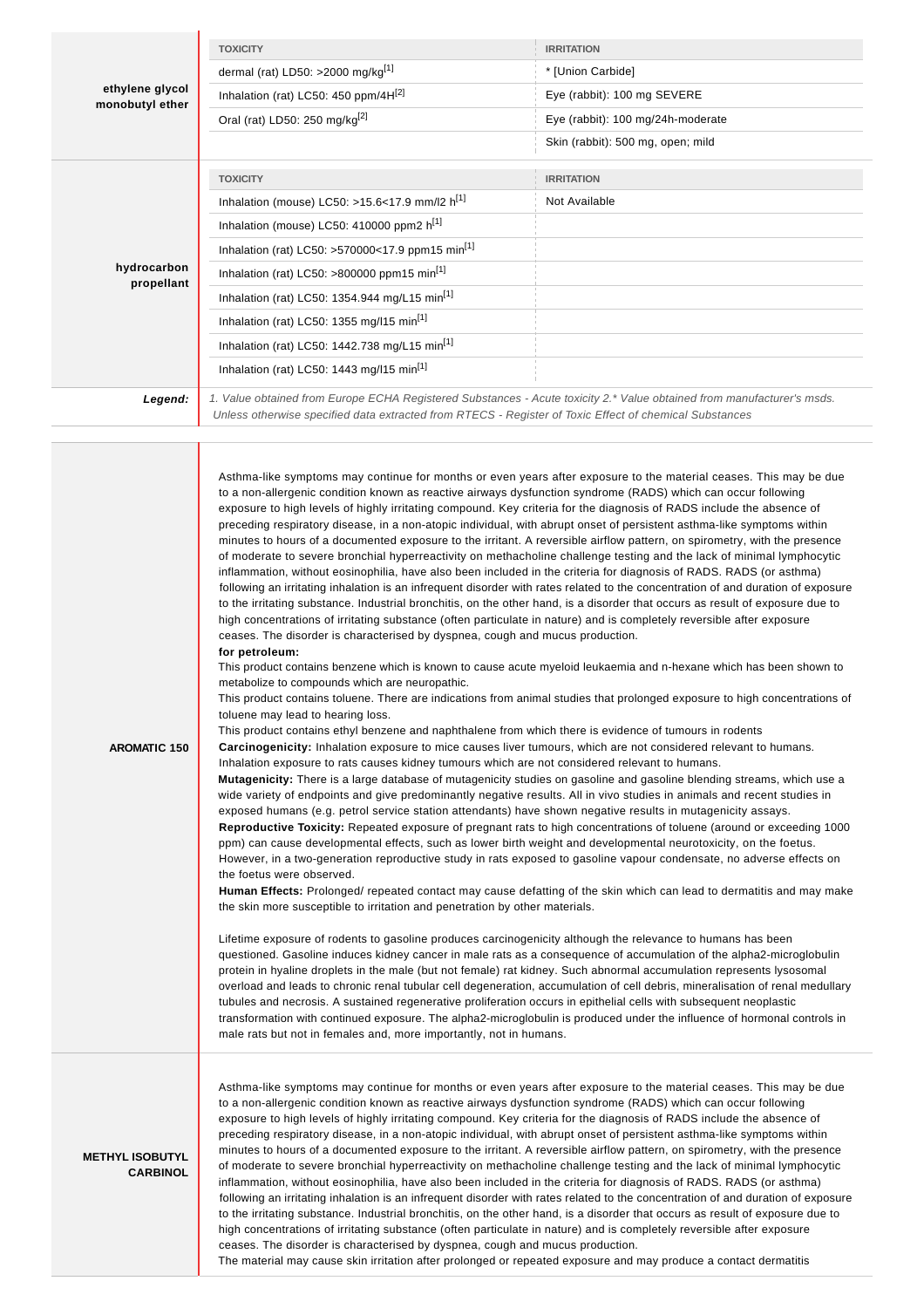| | TOXICITY | IRRITATION |
|---|---|---|
| **ethylene glycol monobutyl ether** | dermal (rat) LD50: >2000 mg/kg[1] | * [Union Carbide] |
| | Inhalation (rat) LC50: 450 ppm/4H[2] | Eye (rabbit): 100 mg SEVERE |
| | Oral (rat) LD50: 250 mg/kg[2] | Eye (rabbit): 100 mg/24h-moderate |
| | | Skin (rabbit): 500 mg, open; mild |

| | TOXICITY | IRRITATION |
|---|---|---|
| **hydrocarbon propellant** | Inhalation (mouse) LC50: >15.6<17.9 mm/l2 h[1] | Not Available |
| | Inhalation (mouse) LC50: 410000 ppm2 h[1] | |
| | Inhalation (rat) LC50: >570000<17.9 ppm15 min[1] | |
| | Inhalation (rat) LC50: >800000 ppm15 min[1] | |
| | Inhalation (rat) LC50: 1354.944 mg/L15 min[1] | |
| | Inhalation (rat) LC50: 1355 mg/l15 min[1] | |
| | Inhalation (rat) LC50: 1442.738 mg/L15 min[1] | |
| | Inhalation (rat) LC50: 1443 mg/l15 min[1] | |

***Legend:*** *1. Value obtained from Europe ECHA Registered Substances - Acute toxicity 2.* Value obtained from manufacturer's msds. Unless otherwise specified data extracted from RTECS - Register of Toxic Effect of chemical Substances*

**AROMATIC 150**

Asthma-like symptoms may continue for months or even years after exposure to the material ceases. This may be due to a non-allergenic condition known as reactive airways dysfunction syndrome (RADS) which can occur following exposure to high levels of highly irritating compound. Key criteria for the diagnosis of RADS include the absence of preceding respiratory disease, in a non-atopic individual, with abrupt onset of persistent asthma-like symptoms within minutes to hours of a documented exposure to the irritant. A reversible airflow pattern, on spirometry, with the presence of moderate to severe bronchial hyperreactivity on methacholine challenge testing and the lack of minimal lymphocytic inflammation, without eosinophilia, have also been included in the criteria for diagnosis of RADS. RADS (or asthma) following an irritating inhalation is an infrequent disorder with rates related to the concentration of and duration of exposure to the irritating substance. Industrial bronchitis, on the other hand, is a disorder that occurs as result of exposure due to high concentrations of irritating substance (often particulate in nature) and is completely reversible after exposure ceases. The disorder is characterised by dyspnea, cough and mucus production.

**for petroleum:**

This product contains benzene which is known to cause acute myeloid leukaemia and n-hexane which has been shown to metabolize to compounds which are neuropathic.

This product contains toluene. There are indications from animal studies that prolonged exposure to high concentrations of toluene may lead to hearing loss.

This product contains ethyl benzene and naphthalene from which there is evidence of tumours in rodents

**Carcinogenicity:** Inhalation exposure to mice causes liver tumours, which are not considered relevant to humans. Inhalation exposure to rats causes kidney tumours which are not considered relevant to humans.

**Mutagenicity:** There is a large database of mutagenicity studies on gasoline and gasoline blending streams, which use a wide variety of endpoints and give predominantly negative results. All in vivo studies in animals and recent studies in exposed humans (e.g. petrol service station attendants) have shown negative results in mutagenicity assays.

**Reproductive Toxicity:** Repeated exposure of pregnant rats to high concentrations of toluene (around or exceeding 1000 ppm) can cause developmental effects, such as lower birth weight and developmental neurotoxicity, on the foetus. However, in a two-generation reproductive study in rats exposed to gasoline vapour condensate, no adverse effects on the foetus were observed.

**Human Effects:** Prolonged/ repeated contact may cause defatting of the skin which can lead to dermatitis and may make the skin more susceptible to irritation and penetration by other materials.

Lifetime exposure of rodents to gasoline produces carcinogenicity although the relevance to humans has been questioned. Gasoline induces kidney cancer in male rats as a consequence of accumulation of the alpha2-microglobulin protein in hyaline droplets in the male (but not female) rat kidney. Such abnormal accumulation represents lysosomal overload and leads to chronic renal tubular cell degeneration, accumulation of cell debris, mineralisation of renal medullary tubules and necrosis. A sustained regenerative proliferation occurs in epithelial cells with subsequent neoplastic transformation with continued exposure. The alpha2-microglobulin is produced under the influence of hormonal controls in male rats but not in females and, more importantly, not in humans.

**METHYL ISOBUTYL CARBINOL**

Asthma-like symptoms may continue for months or even years after exposure to the material ceases. This may be due to a non-allergenic condition known as reactive airways dysfunction syndrome (RADS) which can occur following exposure to high levels of highly irritating compound. Key criteria for the diagnosis of RADS include the absence of preceding respiratory disease, in a non-atopic individual, with abrupt onset of persistent asthma-like symptoms within minutes to hours of a documented exposure to the irritant. A reversible airflow pattern, on spirometry, with the presence of moderate to severe bronchial hyperreactivity on methacholine challenge testing and the lack of minimal lymphocytic inflammation, without eosinophilia, have also been included in the criteria for diagnosis of RADS. RADS (or asthma) following an irritating inhalation is an infrequent disorder with rates related to the concentration of and duration of exposure to the irritating substance. Industrial bronchitis, on the other hand, is a disorder that occurs as result of exposure due to high concentrations of irritating substance (often particulate in nature) and is completely reversible after exposure ceases. The disorder is characterised by dyspnea, cough and mucus production.

The material may cause skin irritation after prolonged or repeated exposure and may produce a contact dermatitis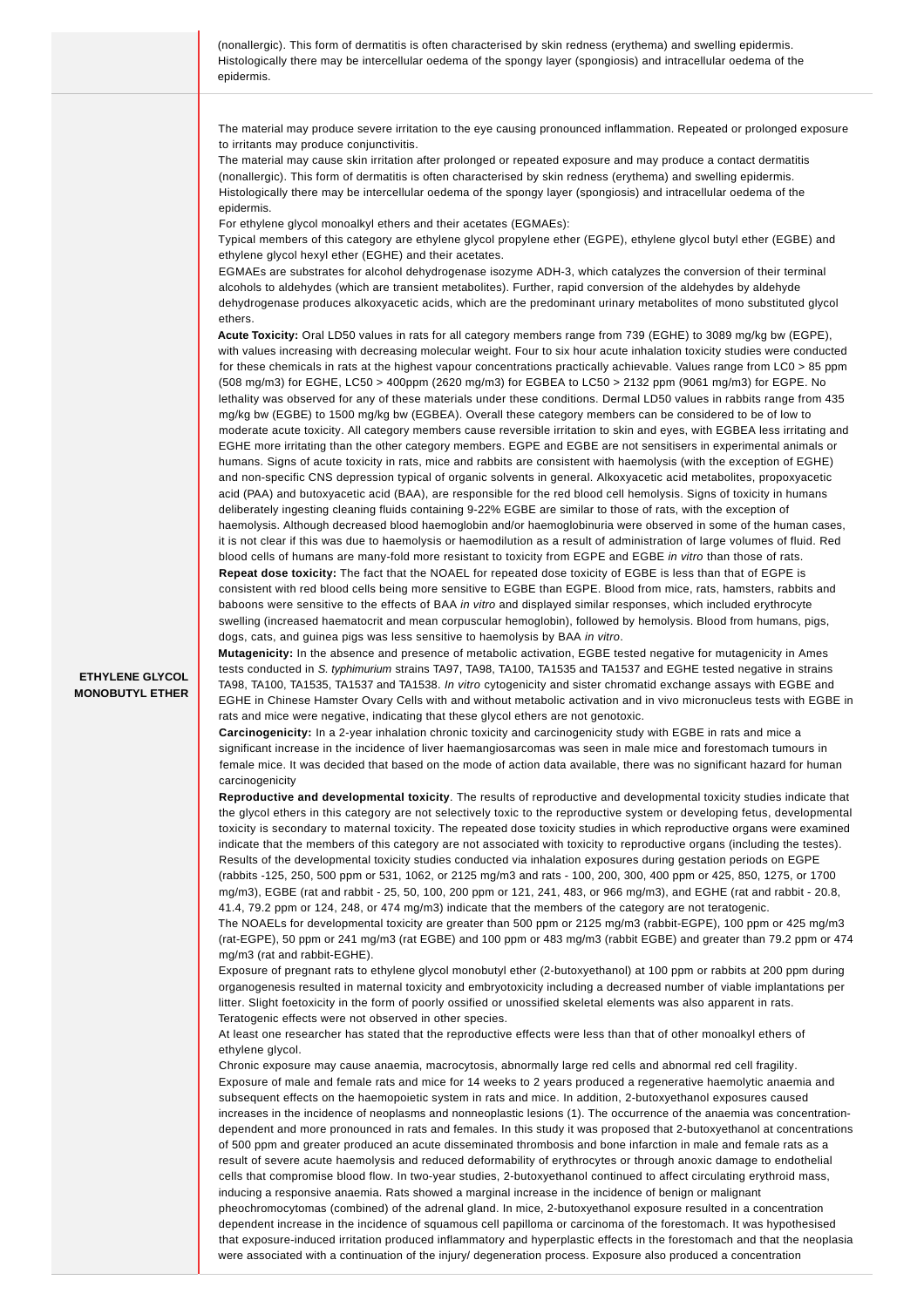| | |
|---|---|
| | (nonallergic). This form of dermatitis is often characterised by skin redness (erythema) and swelling epidermis. Histologically there may be intercellular oedema of the spongy layer (spongiosis) and intracellular oedema of the epidermis. |
| **ETHYLENE GLYCOL MONOBUTYL ETHER** | The material may produce severe irritation to the eye causing pronounced inflammation. Repeated or prolonged exposure to irritants may produce conjunctivitis.<br>The material may cause skin irritation after prolonged or repeated exposure and may produce a contact dermatitis (nonallergic). This form of dermatitis is often characterised by skin redness (erythema) and swelling epidermis. Histologically there may be intercellular oedema of the spongy layer (spongiosis) and intracellular oedema of the epidermis.<br>For ethylene glycol monoalkyl ethers and their acetates (EGMAEs):<br>Typical members of this category are ethylene glycol propylene ether (EGPE), ethylene glycol butyl ether (EGBE) and ethylene glycol hexyl ether (EGHE) and their acetates.<br>EGMAEs are substrates for alcohol dehydrogenase isozyme ADH-3, which catalyzes the conversion of their terminal alcohols to aldehydes (which are transient metabolites). Further, rapid conversion of the aldehydes by aldehyde dehydrogenase produces alkoxyacetic acids, which are the predominant urinary metabolites of mono substituted glycol ethers.<br>**Acute Toxicity:** Oral LD50 values in rats for all category members range from 739 (EGHE) to 3089 mg/kg bw (EGPE), with values increasing with decreasing molecular weight. Four to six hour acute inhalation toxicity studies were conducted for these chemicals in rats at the highest vapour concentrations practically achievable. Values range from LC0 > 85 ppm (508 mg/m3) for EGHE, LC50 > 400ppm (2620 mg/m3) for EGBEA to LC50 > 2132 ppm (9061 mg/m3) for EGPE. No lethality was observed for any of these materials under these conditions. Dermal LD50 values in rabbits range from 435 mg/kg bw (EGBE) to 1500 mg/kg bw (EGBEA). Overall these category members can be considered to be of low to moderate acute toxicity. All category members cause reversible irritation to skin and eyes, with EGBEA less irritating and EGHE more irritating than the other category members. EGPE and EGBE are not sensitisers in experimental animals or humans. Signs of acute toxicity in rats, mice and rabbits are consistent with haemolysis (with the exception of EGHE) and non-specific CNS depression typical of organic solvents in general. Alkoxyacetic acid metabolites, propoxyacetic acid (PAA) and butoxyacetic acid (BAA), are responsible for the red blood cell hemolysis. Signs of toxicity in humans deliberately ingesting cleaning fluids containing 9-22% EGBE are similar to those of rats, with the exception of haemolysis. Although decreased blood haemoglobin and/or haemoglobinuria were observed in some of the human cases, it is not clear if this was due to haemolysis or haemodilution as a result of administration of large volumes of fluid. Red blood cells of humans are many-fold more resistant to toxicity from EGPE and EGBE *in vitro* than those of rats.<br>**Repeat dose toxicity:** The fact that the NOAEL for repeated dose toxicity of EGBE is less than that of EGPE is consistent with red blood cells being more sensitive to EGBE than EGPE. Blood from mice, rats, hamsters, rabbits and baboons were sensitive to the effects of BAA *in vitro* and displayed similar responses, which included erythrocyte swelling (increased haematocrit and mean corpuscular hemoglobin), followed by hemolysis. Blood from humans, pigs, dogs, cats, and guinea pigs was less sensitive to haemolysis by BAA *in vitro*.<br>**Mutagenicity:** In the absence and presence of metabolic activation, EGBE tested negative for mutagenicity in Ames tests conducted in *S. typhimurium* strains TA97, TA98, TA100, TA1535 and TA1537 and EGHE tested negative in strains TA98, TA100, TA1535, TA1537 and TA1538. *In vitro* cytogenicity and sister chromatid exchange assays with EGBE and EGHE in Chinese Hamster Ovary Cells with and without metabolic activation and in vivo micronucleus tests with EGBE in rats and mice were negative, indicating that these glycol ethers are not genotoxic.<br>**Carcinogenicity:** In a 2-year inhalation chronic toxicity and carcinogenicity study with EGBE in rats and mice a significant increase in the incidence of liver haemangiosarcomas was seen in male mice and forestomach tumours in female mice. It was decided that based on the mode of action data available, there was no significant hazard for human carcinogenicity<br>**Reproductive and developmental toxicity**. The results of reproductive and developmental toxicity studies indicate that the glycol ethers in this category are not selectively toxic to the reproductive system or developing fetus, developmental toxicity is secondary to maternal toxicity. The repeated dose toxicity studies in which reproductive organs were examined indicate that the members of this category are not associated with toxicity to reproductive organs (including the testes). Results of the developmental toxicity studies conducted via inhalation exposures during gestation periods on EGPE (rabbits -125, 250, 500 ppm or 531, 1062, or 2125 mg/m3 and rats - 100, 200, 300, 400 ppm or 425, 850, 1275, or 1700 mg/m3), EGBE (rat and rabbit - 25, 50, 100, 200 ppm or 121, 241, 483, or 966 mg/m3), and EGHE (rat and rabbit - 20.8, 41.4, 79.2 ppm or 124, 248, or 474 mg/m3) indicate that the members of the category are not teratogenic.<br>The NOAELs for developmental toxicity are greater than 500 ppm or 2125 mg/m3 (rabbit-EGPE), 100 ppm or 425 mg/m3 (rat-EGPE), 50 ppm or 241 mg/m3 (rat EGBE) and 100 ppm or 483 mg/m3 (rabbit EGBE) and greater than 79.2 ppm or 474 mg/m3 (rat and rabbit-EGHE).<br>Exposure of pregnant rats to ethylene glycol monobutyl ether (2-butoxyethanol) at 100 ppm or rabbits at 200 ppm during organogenesis resulted in maternal toxicity and embryotoxicity including a decreased number of viable implantations per litter. Slight foetoxicity in the form of poorly ossified or unossified skeletal elements was also apparent in rats. Teratogenic effects were not observed in other species.<br>At least one researcher has stated that the reproductive effects were less than that of other monoalkyl ethers of ethylene glycol.<br>Chronic exposure may cause anaemia, macrocytosis, abnormally large red cells and abnormal red cell fragility.<br>Exposure of male and female rats and mice for 14 weeks to 2 years produced a regenerative haemolytic anaemia and subsequent effects on the haemopoietic system in rats and mice. In addition, 2-butoxyethanol exposures caused increases in the incidence of neoplasms and nonneoplastic lesions (1). The occurrence of the anaemia was concentration-dependent and more pronounced in rats and females. In this study it was proposed that 2-butoxyethanol at concentrations of 500 ppm and greater produced an acute disseminated thrombosis and bone infarction in male and female rats as a result of severe acute haemolysis and reduced deformability of erythrocytes or through anoxic damage to endothelial cells that compromise blood flow. In two-year studies, 2-butoxyethanol continued to affect circulating erythroid mass, inducing a responsive anaemia. Rats showed a marginal increase in the incidence of benign or malignant pheochromocytomas (combined) of the adrenal gland. In mice, 2-butoxyethanol exposure resulted in a concentration dependent increase in the incidence of squamous cell papilloma or carcinoma of the forestomach. It was hypothesised that exposure-induced irritation produced inflammatory and hyperplastic effects in the forestomach and that the neoplasia were associated with a continuation of the injury/ degeneration process. Exposure also produced a concentration |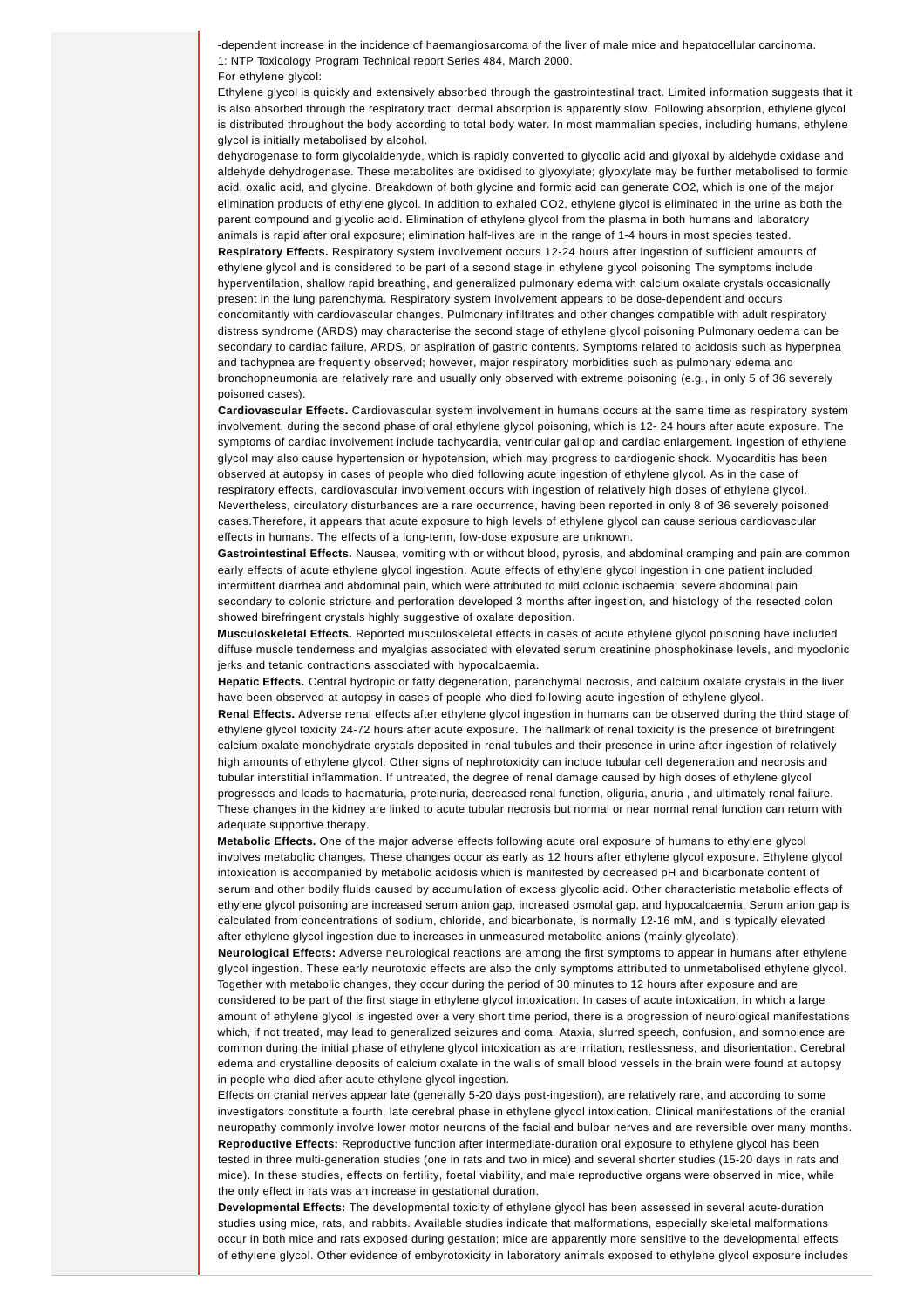-dependent increase in the incidence of haemangiosarcoma of the liver of male mice and hepatocellular carcinoma.
1: NTP Toxicology Program Technical report Series 484, March 2000.
For ethylene glycol:
Ethylene glycol is quickly and extensively absorbed through the gastrointestinal tract. Limited information suggests that it is also absorbed through the respiratory tract; dermal absorption is apparently slow. Following absorption, ethylene glycol is distributed throughout the body according to total body water. In most mammalian species, including humans, ethylene glycol is initially metabolised by alcohol.
dehydrogenase to form glycolaldehyde, which is rapidly converted to glycolic acid and glyoxal by aldehyde oxidase and aldehyde dehydrogenase. These metabolites are oxidised to glyoxylate; glyoxylate may be further metabolised to formic acid, oxalic acid, and glycine. Breakdown of both glycine and formic acid can generate $CO_2$, which is one of the major elimination products of ethylene glycol. In addition to exhaled $CO_2$, ethylene glycol is eliminated in the urine as both the parent compound and glycolic acid. Elimination of ethylene glycol from the plasma in both humans and laboratory animals is rapid after oral exposure; elimination half-lives are in the range of 1-4 hours in most species tested.
**Respiratory Effects.** Respiratory system involvement occurs 12-24 hours after ingestion of sufficient amounts of ethylene glycol and is considered to be part of a second stage in ethylene glycol poisoning The symptoms include hyperventilation, shallow rapid breathing, and generalized pulmonary edema with calcium oxalate crystals occasionally present in the lung parenchyma. Respiratory system involvement appears to be dose-dependent and occurs concomitantly with cardiovascular changes. Pulmonary infiltrates and other changes compatible with adult respiratory distress syndrome (ARDS) may characterise the second stage of ethylene glycol poisoning Pulmonary oedema can be secondary to cardiac failure, ARDS, or aspiration of gastric contents. Symptoms related to acidosis such as hyperpnea and tachypnea are frequently observed; however, major respiratory morbidities such as pulmonary edema and bronchopneumonia are relatively rare and usually only observed with extreme poisoning (e.g., in only 5 of 36 severely poisoned cases).
**Cardiovascular Effects.** Cardiovascular system involvement in humans occurs at the same time as respiratory system involvement, during the second phase of oral ethylene glycol poisoning, which is 12- 24 hours after acute exposure. The symptoms of cardiac involvement include tachycardia, ventricular gallop and cardiac enlargement. Ingestion of ethylene glycol may also cause hypertension or hypotension, which may progress to cardiogenic shock. Myocarditis has been observed at autopsy in cases of people who died following acute ingestion of ethylene glycol. As in the case of respiratory effects, cardiovascular involvement occurs with ingestion of relatively high doses of ethylene glycol. Nevertheless, circulatory disturbances are a rare occurrence, having been reported in only 8 of 36 severely poisoned cases.Therefore, it appears that acute exposure to high levels of ethylene glycol can cause serious cardiovascular effects in humans. The effects of a long-term, low-dose exposure are unknown.
**Gastrointestinal Effects.** Nausea, vomiting with or without blood, pyrosis, and abdominal cramping and pain are common early effects of acute ethylene glycol ingestion. Acute effects of ethylene glycol ingestion in one patient included intermittent diarrhea and abdominal pain, which were attributed to mild colonic ischaemia; severe abdominal pain secondary to colonic stricture and perforation developed 3 months after ingestion, and histology of the resected colon showed birefringent crystals highly suggestive of oxalate deposition.
**Musculoskeletal Effects.** Reported musculoskeletal effects in cases of acute ethylene glycol poisoning have included diffuse muscle tenderness and myalgias associated with elevated serum creatinine phosphokinase levels, and myoclonic jerks and tetanic contractions associated with hypocalcaemia.
**Hepatic Effects.** Central hydropic or fatty degeneration, parenchymal necrosis, and calcium oxalate crystals in the liver have been observed at autopsy in cases of people who died following acute ingestion of ethylene glycol.
**Renal Effects.** Adverse renal effects after ethylene glycol ingestion in humans can be observed during the third stage of ethylene glycol toxicity 24-72 hours after acute exposure. The hallmark of renal toxicity is the presence of birefringent calcium oxalate monohydrate crystals deposited in renal tubules and their presence in urine after ingestion of relatively high amounts of ethylene glycol. Other signs of nephrotoxicity can include tubular cell degeneration and necrosis and tubular interstitial inflammation. If untreated, the degree of renal damage caused by high doses of ethylene glycol progresses and leads to haematuria, proteinuria, decreased renal function, oliguria, anuria , and ultimately renal failure. These changes in the kidney are linked to acute tubular necrosis but normal or near normal renal function can return with adequate supportive therapy.
**Metabolic Effects.** One of the major adverse effects following acute oral exposure of humans to ethylene glycol involves metabolic changes. These changes occur as early as 12 hours after ethylene glycol exposure. Ethylene glycol intoxication is accompanied by metabolic acidosis which is manifested by decreased pH and bicarbonate content of serum and other bodily fluids caused by accumulation of excess glycolic acid. Other characteristic metabolic effects of ethylene glycol poisoning are increased serum anion gap, increased osmolal gap, and hypocalcaemia. Serum anion gap is calculated from concentrations of sodium, chloride, and bicarbonate, is normally 12-16 mM, and is typically elevated after ethylene glycol ingestion due to increases in unmeasured metabolite anions (mainly glycolate).
**Neurological Effects:** Adverse neurological reactions are among the first symptoms to appear in humans after ethylene glycol ingestion. These early neurotoxic effects are also the only symptoms attributed to unmetabolised ethylene glycol. Together with metabolic changes, they occur during the period of 30 minutes to 12 hours after exposure and are considered to be part of the first stage in ethylene glycol intoxication. In cases of acute intoxication, in which a large amount of ethylene glycol is ingested over a very short time period, there is a progression of neurological manifestations which, if not treated, may lead to generalized seizures and coma. Ataxia, slurred speech, confusion, and somnolence are common during the initial phase of ethylene glycol intoxication as are irritation, restlessness, and disorientation. Cerebral edema and crystalline deposits of calcium oxalate in the walls of small blood vessels in the brain were found at autopsy in people who died after acute ethylene glycol ingestion.
Effects on cranial nerves appear late (generally 5-20 days post-ingestion), are relatively rare, and according to some investigators constitute a fourth, late cerebral phase in ethylene glycol intoxication. Clinical manifestations of the cranial neuropathy commonly involve lower motor neurons of the facial and bulbar nerves and are reversible over many months.
**Reproductive Effects:** Reproductive function after intermediate-duration oral exposure to ethylene glycol has been tested in three multi-generation studies (one in rats and two in mice) and several shorter studies (15-20 days in rats and mice). In these studies, effects on fertility, foetal viability, and male reproductive organs were observed in mice, while the only effect in rats was an increase in gestational duration.
**Developmental Effects:** The developmental toxicity of ethylene glycol has been assessed in several acute-duration studies using mice, rats, and rabbits. Available studies indicate that malformations, especially skeletal malformations occur in both mice and rats exposed during gestation; mice are apparently more sensitive to the developmental effects of ethylene glycol. Other evidence of embyrotoxicity in laboratory animals exposed to ethylene glycol exposure includes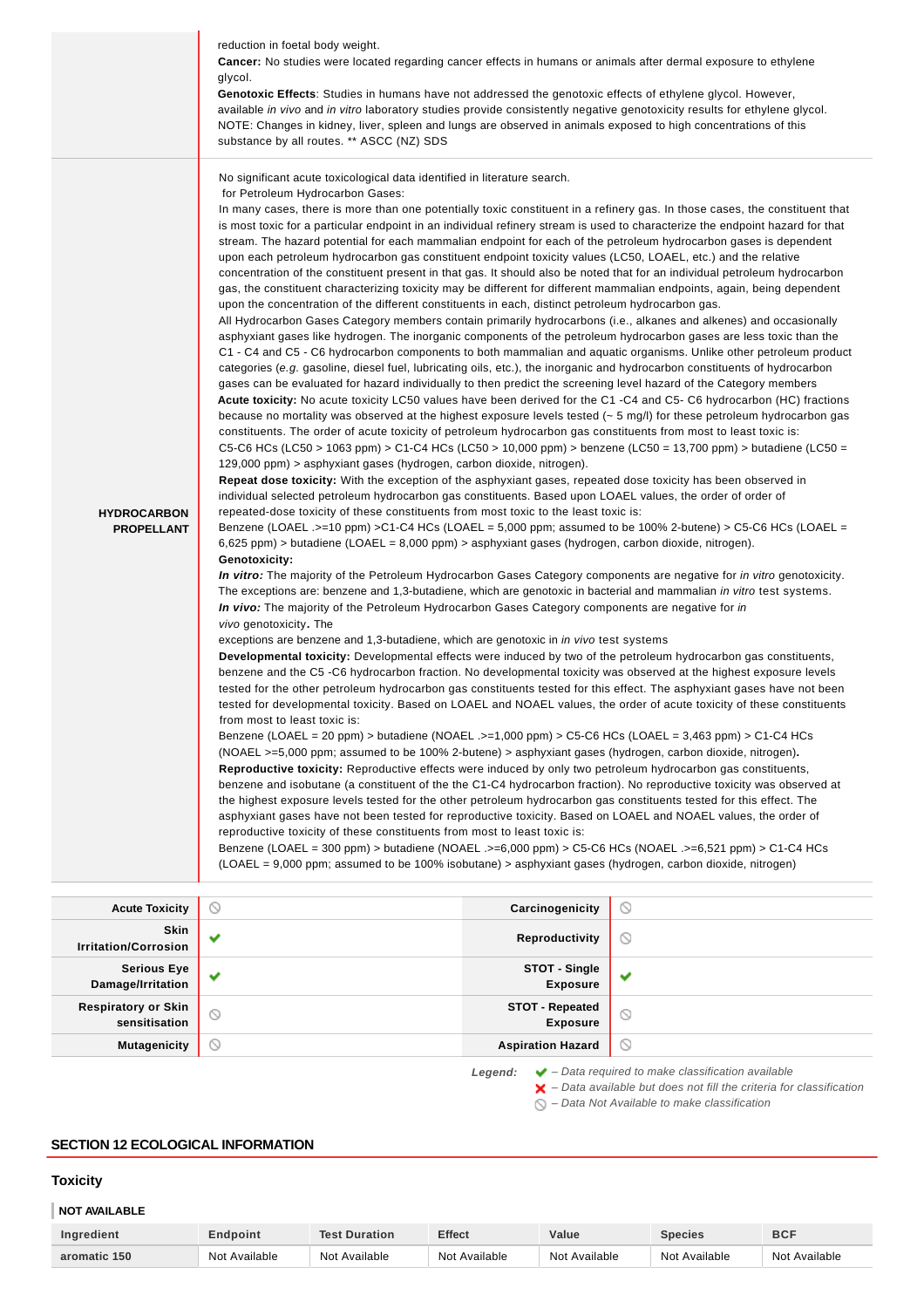| | |
|---|---|
| | reduction in foetal body weight.<br>**Cancer:** No studies were located regarding cancer effects in humans or animals after dermal exposure to ethylene glycol.<br>**Genotoxic Effects**: Studies in humans have not addressed the genotoxic effects of ethylene glycol. However, available *in vivo* and *in vitro* laboratory studies provide consistently negative genotoxicity results for ethylene glycol.<br>NOTE: Changes in kidney, liver, spleen and lungs are observed in animals exposed to high concentrations of this substance by all routes. ** ASCC (NZ) SDS |
| **HYDROCARBON PROPELLANT** | No significant acute toxicological data identified in literature search.<br>for Petroleum Hydrocarbon Gases:<br>In many cases, there is more than one potentially toxic constituent in a refinery gas. In those cases, the constituent that is most toxic for a particular endpoint in an individual refinery stream is used to characterize the endpoint hazard for that stream. The hazard potential for each mammalian endpoint for each of the petroleum hydrocarbon gases is dependent upon each petroleum hydrocarbon gas constituent endpoint toxicity values (LC50, LOAEL, etc.) and the relative concentration of the constituent present in that gas. It should also be noted that for an individual petroleum hydrocarbon gas, the constituent characterizing toxicity may be different for different mammalian endpoints, again, being dependent upon the concentration of the different constituents in each, distinct petroleum hydrocarbon gas.<br>All Hydrocarbon Gases Category members contain primarily hydrocarbons (i.e., alkanes and alkenes) and occasionally asphyxiant gases like hydrogen. The inorganic components of the petroleum hydrocarbon gases are less toxic than the C1 - C4 and C5 - C6 hydrocarbon components to both mammalian and aquatic organisms. Unlike other petroleum product categories (*e.g.* gasoline, diesel fuel, lubricating oils, etc.), the inorganic and hydrocarbon constituents of hydrocarbon gases can be evaluated for hazard individually to then predict the screening level hazard of the Category members<br>**Acute toxicity:** No acute toxicity LC50 values have been derived for the C1 -C4 and C5- C6 hydrocarbon (HC) fractions because no mortality was observed at the highest exposure levels tested (~ 5 mg/l) for these petroleum hydrocarbon gas constituents. The order of acute toxicity of petroleum hydrocarbon gas constituents from most to least toxic is:<br>C5-C6 HCs (LC50 > 1063 ppm) > C1-C4 HCs (LC50 > 10,000 ppm) > benzene (LC50 = 13,700 ppm) > butadiene (LC50 = 129,000 ppm) > asphyxiant gases (hydrogen, carbon dioxide, nitrogen).<br>**Repeat dose toxicity:** With the exception of the asphyxiant gases, repeated dose toxicity has been observed in individual selected petroleum hydrocarbon gas constituents. Based upon LOAEL values, the order of order of repeated-dose toxicity of these constituents from most toxic to the least toxic is:<br>Benzene (LOAEL .>=10 ppm) >C1-C4 HCs (LOAEL = 5,000 ppm; assumed to be 100% 2-butene) > C5-C6 HCs (LOAEL = 6,625 ppm) > butadiene (LOAEL = 8,000 ppm) > asphyxiant gases (hydrogen, carbon dioxide, nitrogen).<br>**Genotoxicity:**<br>***In vitro:*** The majority of the Petroleum Hydrocarbon Gases Category components are negative for *in vitro* genotoxicity. The exceptions are: benzene and 1,3-butadiene, which are genotoxic in bacterial and mammalian *in vitro* test systems.<br>***In vivo:*** The majority of the Petroleum Hydrocarbon Gases Category components are negative for *in vivo* genotoxicity. The<br>exceptions are benzene and 1,3-butadiene, which are genotoxic in *in vivo* test systems<br>**Developmental toxicity:** Developmental effects were induced by two of the petroleum hydrocarbon gas constituents, benzene and the C5 -C6 hydrocarbon fraction. No developmental toxicity was observed at the highest exposure levels tested for the other petroleum hydrocarbon gas constituents tested for this effect. The asphyxiant gases have not been tested for developmental toxicity. Based on LOAEL and NOAEL values, the order of acute toxicity of these constituents from most to least toxic is:<br>Benzene (LOAEL = 20 ppm) > butadiene (NOAEL .>=1,000 ppm) > C5-C6 HCs (LOAEL = 3,463 ppm) > C1-C4 HCs (NOAEL >=5,000 ppm; assumed to be 100% 2-butene) > asphyxiant gases (hydrogen, carbon dioxide, nitrogen).<br>**Reproductive toxicity:** Reproductive effects were induced by only two petroleum hydrocarbon gas constituents, benzene and isobutane (a constituent of the the C1-C4 hydrocarbon fraction). No reproductive toxicity was observed at the highest exposure levels tested for the other petroleum hydrocarbon gas constituents tested for this effect. The asphyxiant gases have not been tested for reproductive toxicity. Based on LOAEL and NOAEL values, the order of reproductive toxicity of these constituents from most to least toxic is:<br>Benzene (LOAEL = 300 ppm) > butadiene (NOAEL .>=6,000 ppm) > C5-C6 HCs (NOAEL .>=6,521 ppm) > C1-C4 HCs (LOAEL = 9,000 ppm; assumed to be 100% isobutane) > asphyxiant gases (hydrogen, carbon dioxide, nitrogen) |

| | | | |
|---|---|---|---|
| **Acute Toxicity** | ⃠ | **Carcinogenicity** | ⃠ |
| **Skin Irritation/Corrosion** | ✔ | **Reproductivity** | ⃠ |
| **Serious Eye Damage/Irritation** | ✔ | **STOT - Single Exposure** | ✔ |
| **Respiratory or Skin sensitisation** | ⃠ | **STOT - Repeated Exposure** | ⃠ |
| **Mutagenicity** | ⃠ | **Aspiration Hazard** | ⃠ |

*Legend:*
✔ – *Data required to make classification available*
✘ – *Data available but does not fill the criteria for classification*
⃠ – *Data Not Available to make classification*

## SECTION 12 ECOLOGICAL INFORMATION

### Toxicity

**NOT AVAILABLE**

| Ingredient | Endpoint | Test Duration | Effect | Value | Species | BCF |
|---|---|---|---|---|---|---|
| **aromatic 150** | Not Available | Not Available | Not Available | Not Available | Not Available | Not Available |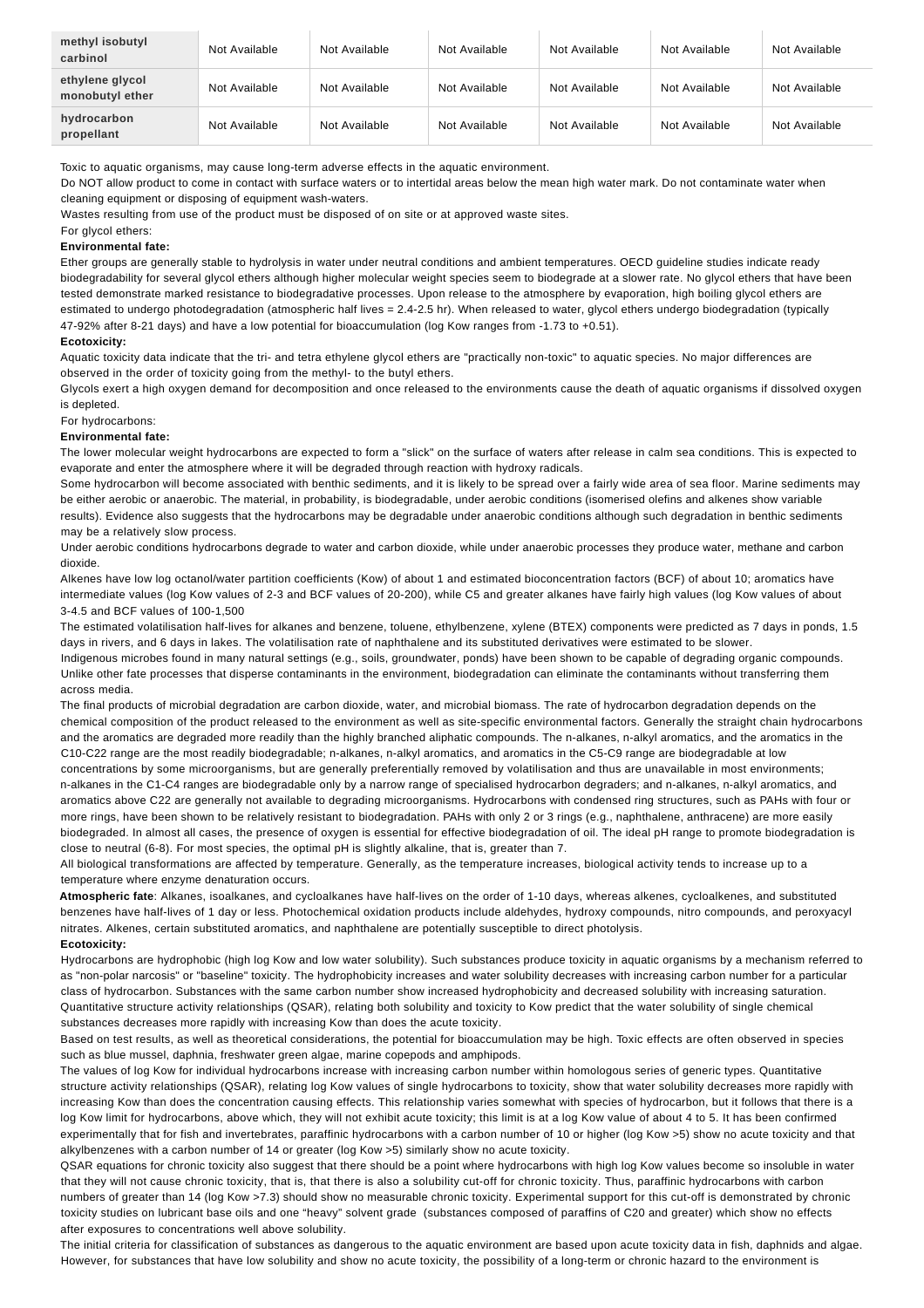| methyl isobutyl carbinol | Not Available | Not Available | Not Available | Not Available | Not Available | Not Available |
|---|---|---|---|---|---|---|
| ethylene glycol monobutyl ether | Not Available | Not Available | Not Available | Not Available | Not Available | Not Available |
| hydrocarbon propellant | Not Available | Not Available | Not Available | Not Available | Not Available | Not Available |

Toxic to aquatic organisms, may cause long-term adverse effects in the aquatic environment.

Do NOT allow product to come in contact with surface waters or to intertidal areas below the mean high water mark. Do not contaminate water when cleaning equipment or disposing of equipment wash-waters.

Wastes resulting from use of the product must be disposed of on site or at approved waste sites.

For glycol ethers:

**Environmental fate:**

Ether groups are generally stable to hydrolysis in water under neutral conditions and ambient temperatures. OECD guideline studies indicate ready biodegradability for several glycol ethers although higher molecular weight species seem to biodegrade at a slower rate. No glycol ethers that have been tested demonstrate marked resistance to biodegradative processes. Upon release to the atmosphere by evaporation, high boiling glycol ethers are estimated to undergo photodegradation (atmospheric half lives = 2.4-2.5 hr). When released to water, glycol ethers undergo biodegradation (typically 47-92% after 8-21 days) and have a low potential for bioaccumulation (log Kow ranges from -1.73 to +0.51).

**Ecotoxicity:**

Aquatic toxicity data indicate that the tri- and tetra ethylene glycol ethers are "practically non-toxic" to aquatic species. No major differences are observed in the order of toxicity going from the methyl- to the butyl ethers.

Glycols exert a high oxygen demand for decomposition and once released to the environments cause the death of aquatic organisms if dissolved oxygen is depleted.

For hydrocarbons:

**Environmental fate:**

The lower molecular weight hydrocarbons are expected to form a "slick" on the surface of waters after release in calm sea conditions. This is expected to evaporate and enter the atmosphere where it will be degraded through reaction with hydroxy radicals.

Some hydrocarbon will become associated with benthic sediments, and it is likely to be spread over a fairly wide area of sea floor. Marine sediments may be either aerobic or anaerobic. The material, in probability, is biodegradable, under aerobic conditions (isomerised olefins and alkenes show variable results). Evidence also suggests that the hydrocarbons may be degradable under anaerobic conditions although such degradation in benthic sediments may be a relatively slow process.

Under aerobic conditions hydrocarbons degrade to water and carbon dioxide, while under anaerobic processes they produce water, methane and carbon dioxide.

Alkenes have low log octanol/water partition coefficients (Kow) of about 1 and estimated bioconcentration factors (BCF) of about 10; aromatics have intermediate values (log Kow values of 2-3 and BCF values of 20-200), while C5 and greater alkanes have fairly high values (log Kow values of about 3-4.5 and BCF values of 100-1,500

The estimated volatilisation half-lives for alkanes and benzene, toluene, ethylbenzene, xylene (BTEX) components were predicted as 7 days in ponds, 1.5 days in rivers, and 6 days in lakes. The volatilisation rate of naphthalene and its substituted derivatives were estimated to be slower.

Indigenous microbes found in many natural settings (e.g., soils, groundwater, ponds) have been shown to be capable of degrading organic compounds. Unlike other fate processes that disperse contaminants in the environment, biodegradation can eliminate the contaminants without transferring them across media.

The final products of microbial degradation are carbon dioxide, water, and microbial biomass. The rate of hydrocarbon degradation depends on the chemical composition of the product released to the environment as well as site-specific environmental factors. Generally the straight chain hydrocarbons and the aromatics are degraded more readily than the highly branched aliphatic compounds. The n-alkanes, n-alkyl aromatics, and the aromatics in the C10-C22 range are the most readily biodegradable; n-alkanes, n-alkyl aromatics, and aromatics in the C5-C9 range are biodegradable at low concentrations by some microorganisms, but are generally preferentially removed by volatilisation and thus are unavailable in most environments; n-alkanes in the C1-C4 ranges are biodegradable only by a narrow range of specialised hydrocarbon degraders; and n-alkanes, n-alkyl aromatics, and aromatics above C22 are generally not available to degrading microorganisms. Hydrocarbons with condensed ring structures, such as PAHs with four or more rings, have been shown to be relatively resistant to biodegradation. PAHs with only 2 or 3 rings (e.g., naphthalene, anthracene) are more easily biodegraded. In almost all cases, the presence of oxygen is essential for effective biodegradation of oil. The ideal pH range to promote biodegradation is close to neutral (6-8). For most species, the optimal pH is slightly alkaline, that is, greater than 7.

All biological transformations are affected by temperature. Generally, as the temperature increases, biological activity tends to increase up to a temperature where enzyme denaturation occurs.

**Atmospheric fate**: Alkanes, isoalkanes, and cycloalkanes have half-lives on the order of 1-10 days, whereas alkenes, cycloalkenes, and substituted benzenes have half-lives of 1 day or less. Photochemical oxidation products include aldehydes, hydroxy compounds, nitro compounds, and peroxyacyl nitrates. Alkenes, certain substituted aromatics, and naphthalene are potentially susceptible to direct photolysis.

**Ecotoxicity:**

Hydrocarbons are hydrophobic (high log Kow and low water solubility). Such substances produce toxicity in aquatic organisms by a mechanism referred to as "non-polar narcosis" or "baseline" toxicity. The hydrophobicity increases and water solubility decreases with increasing carbon number for a particular class of hydrocarbon. Substances with the same carbon number show increased hydrophobicity and decreased solubility with increasing saturation. Quantitative structure activity relationships (QSAR), relating both solubility and toxicity to Kow predict that the water solubility of single chemical substances decreases more rapidly with increasing Kow than does the acute toxicity.

Based on test results, as well as theoretical considerations, the potential for bioaccumulation may be high. Toxic effects are often observed in species such as blue mussel, daphnia, freshwater green algae, marine copepods and amphipods.

The values of log Kow for individual hydrocarbons increase with increasing carbon number within homologous series of generic types. Quantitative structure activity relationships (QSAR), relating log Kow values of single hydrocarbons to toxicity, show that water solubility decreases more rapidly with increasing Kow than does the concentration causing effects. This relationship varies somewhat with species of hydrocarbon, but it follows that there is a log Kow limit for hydrocarbons, above which, they will not exhibit acute toxicity; this limit is at a log Kow value of about 4 to 5. It has been confirmed experimentally that for fish and invertebrates, paraffinic hydrocarbons with a carbon number of 10 or higher (log Kow >5) show no acute toxicity and that alkylbenzenes with a carbon number of 14 or greater (log Kow >5) similarly show no acute toxicity.

QSAR equations for chronic toxicity also suggest that there should be a point where hydrocarbons with high log Kow values become so insoluble in water that they will not cause chronic toxicity, that is, that there is also a solubility cut-off for chronic toxicity. Thus, paraffinic hydrocarbons with carbon numbers of greater than 14 (log Kow >7.3) should show no measurable chronic toxicity. Experimental support for this cut-off is demonstrated by chronic toxicity studies on lubricant base oils and one "heavy" solvent grade (substances composed of paraffins of C20 and greater) which show no effects after exposures to concentrations well above solubility.

The initial criteria for classification of substances as dangerous to the aquatic environment are based upon acute toxicity data in fish, daphnids and algae. However, for substances that have low solubility and show no acute toxicity, the possibility of a long-term or chronic hazard to the environment is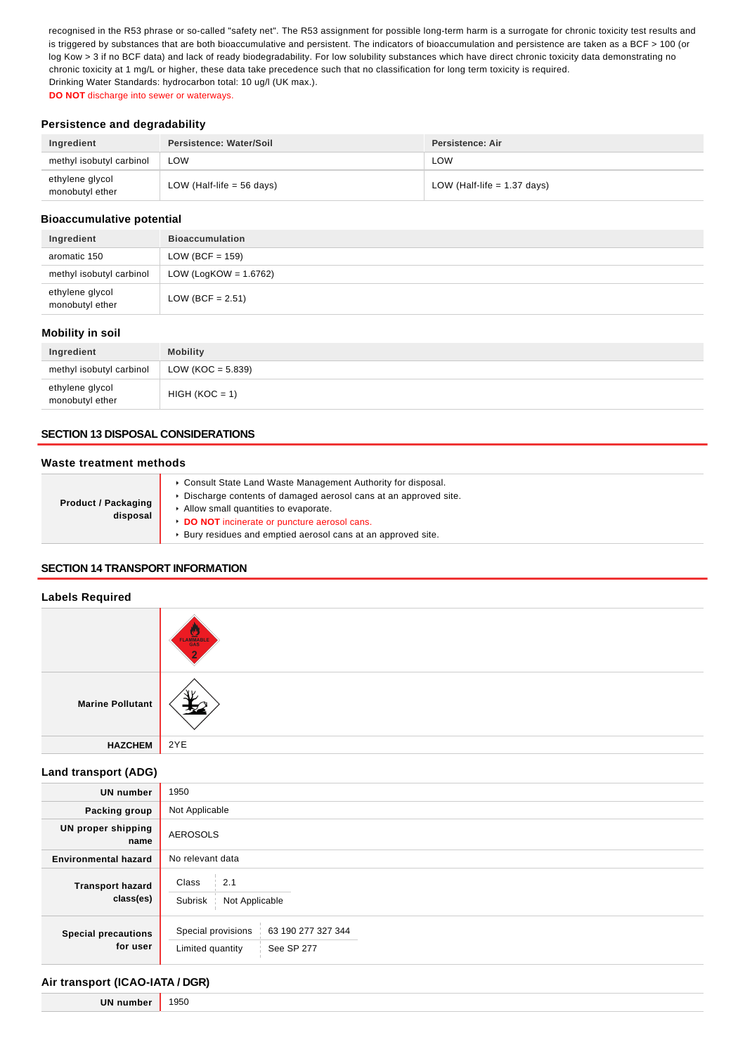recognised in the R53 phrase or so-called "safety net". The R53 assignment for possible long-term harm is a surrogate for chronic toxicity test results and is triggered by substances that are both bioaccumulative and persistent. The indicators of bioaccumulation and persistence are taken as a BCF > 100 (or log Kow > 3 if no BCF data) and lack of ready biodegradability. For low solubility substances which have direct chronic toxicity data demonstrating no chronic toxicity at 1 mg/L or higher, these data take precedence such that no classification for long term toxicity is required.
Drinking Water Standards: hydrocarbon total: 10 ug/l (UK max.).
**DO NOT** discharge into sewer or waterways.

### Persistence and degradability

| Ingredient | Persistence: Water/Soil | Persistence: Air |
|---|---|---|
| methyl isobutyl carbinol | LOW | LOW |
| ethylene glycol monobutyl ether | LOW (Half-life = 56 days) | LOW (Half-life = 1.37 days) |

### Bioaccumulative potential

| Ingredient | Bioaccumulation |
|---|---|
| aromatic 150 | LOW (BCF = 159) |
| methyl isobutyl carbinol | LOW (LogKOW = 1.6762) |
| ethylene glycol monobutyl ether | LOW (BCF = 2.51) |

### Mobility in soil

| Ingredient | Mobility |
|---|---|
| methyl isobutyl carbinol | LOW (KOC = 5.839) |
| ethylene glycol monobutyl ether | HIGH (KOC = 1) |

## SECTION 13 DISPOSAL CONSIDERATIONS

### Waste treatment methods

| | |
|---|---|
| **Product / Packaging disposal** | ▸ Consult State Land Waste Management Authority for disposal.<br>▸ Discharge contents of damaged aerosol cans at an approved site.<br>▸ Allow small quantities to evaporate.<br>▸ **DO NOT** incinerate or puncture aerosol cans.<br>▸ Bury residues and emptied aerosol cans at an approved site. |

## SECTION 14 TRANSPORT INFORMATION

### Labels Required

| | |
|---|---|
| | FLAMMABLE GAS 2 |
| **Marine Pollutant** | |
| **HAZCHEM** | 2YE |

### Land transport (ADG)

| | |
|---|---|
| **UN number** | 1950 |
| **Packing group** | Not Applicable |
| **UN proper shipping name** | AEROSOLS |
| **Environmental hazard** | No relevant data |
| **Transport hazard class(es)** | Class: 2.1<br>Subrisk: Not Applicable |
| **Special precautions for user** | Special provisions: 63 190 277 327 344<br>Limited quantity: See SP 277 |

### Air transport (ICAO-IATA / DGR)

| | |
|---|---|
| **UN number** | 1950 |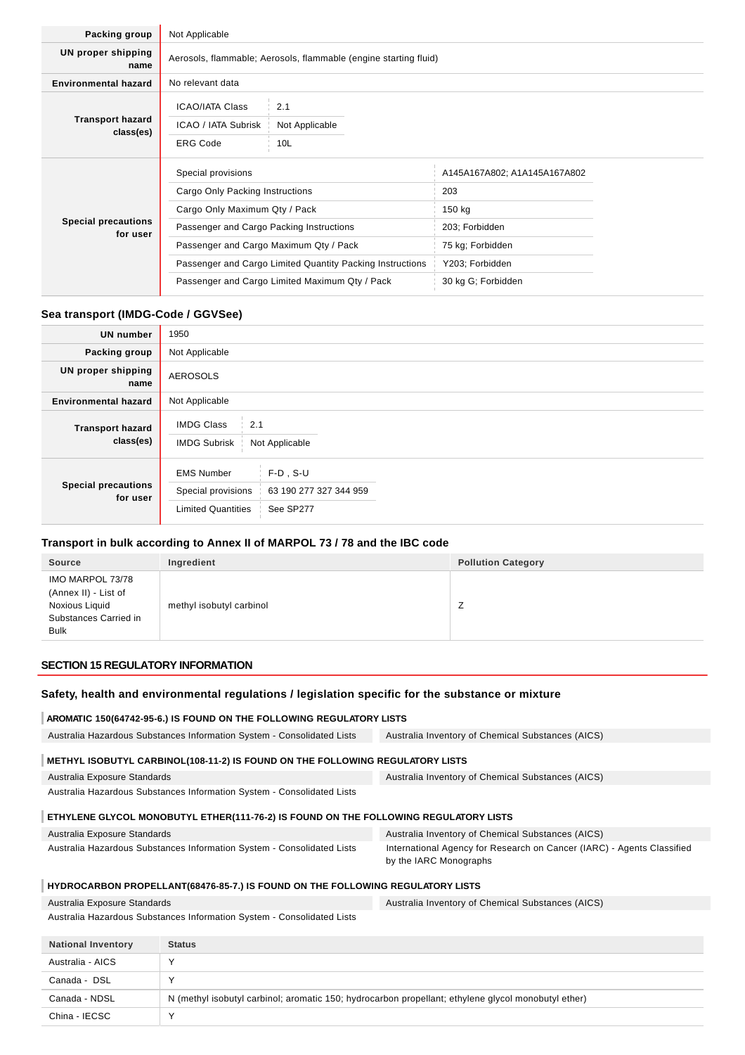| | |
|---|---|
| **Packing group** | Not Applicable |
| **UN proper shipping name** | Aerosols, flammable; Aerosols, flammable (engine starting fluid) |
| **Environmental hazard** | No relevant data |
| **Transport hazard class(es)** | ICAO/IATA Class: 2.1<br>ICAO / IATA Subrisk: Not Applicable<br>ERG Code: 10L |
| **Special precautions for user** | Special provisions: A145A167A802; A1A145A167A802<br>Cargo Only Packing Instructions: 203<br>Cargo Only Maximum Qty / Pack: 150 kg<br>Passenger and Cargo Packing Instructions: 203; Forbidden<br>Passenger and Cargo Maximum Qty / Pack: 75 kg; Forbidden<br>Passenger and Cargo Limited Quantity Packing Instructions: Y203; Forbidden<br>Passenger and Cargo Limited Maximum Qty / Pack: 30 kg G; Forbidden |

### Sea transport (IMDG-Code / GGVSee)

| | |
|---|---|
| **UN number** | 1950 |
| **Packing group** | Not Applicable |
| **UN proper shipping name** | AEROSOLS |
| **Environmental hazard** | Not Applicable |
| **Transport hazard class(es)** | IMDG Class: 2.1<br>IMDG Subrisk: Not Applicable |
| **Special precautions for user** | EMS Number: F-D , S-U<br>Special provisions: 63 190 277 327 344 959<br>Limited Quantities: See SP277 |

### Transport in bulk according to Annex II of MARPOL 73 / 78 and the IBC code

| Source | Ingredient | Pollution Category |
|---|---|---|
| IMO MARPOL 73/78 (Annex II) - List of Noxious Liquid Substances Carried in Bulk | methyl isobutyl carbinol | Z |

## SECTION 15 REGULATORY INFORMATION

### Safety, health and environmental regulations / legislation specific for the substance or mixture

**AROMATIC 150(64742-95-6.) IS FOUND ON THE FOLLOWING REGULATORY LISTS**

- Australia Hazardous Substances Information System - Consolidated Lists
- Australia Inventory of Chemical Substances (AICS)

**METHYL ISOBUTYL CARBINOL(108-11-2) IS FOUND ON THE FOLLOWING REGULATORY LISTS**

- Australia Exposure Standards
- Australia Inventory of Chemical Substances (AICS)
- Australia Hazardous Substances Information System - Consolidated Lists

**ETHYLENE GLYCOL MONOBUTYL ETHER(111-76-2) IS FOUND ON THE FOLLOWING REGULATORY LISTS**

- Australia Exposure Standards
- Australia Inventory of Chemical Substances (AICS)
- Australia Hazardous Substances Information System - Consolidated Lists
- International Agency for Research on Cancer (IARC) - Agents Classified by the IARC Monographs

**HYDROCARBON PROPELLANT(68476-85-7.) IS FOUND ON THE FOLLOWING REGULATORY LISTS**

- Australia Exposure Standards
- Australia Inventory of Chemical Substances (AICS)
- Australia Hazardous Substances Information System - Consolidated Lists

| National Inventory | Status |
|---|---|
| Australia - AICS | Y |
| Canada - DSL | Y |
| Canada - NDSL | N (methyl isobutyl carbinol; aromatic 150; hydrocarbon propellant; ethylene glycol monobutyl ether) |
| China - IECSC | Y |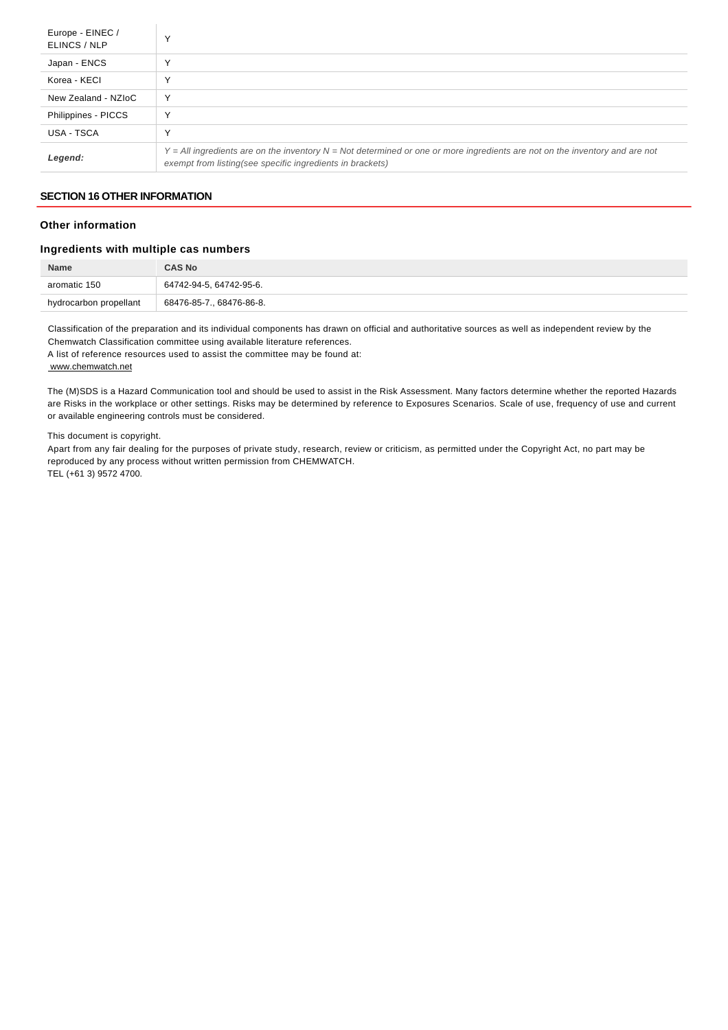| | |
|---|---|
| Europe - EINEC / ELINCS / NLP | Y |
| Japan - ENCS | Y |
| Korea - KECI | Y |
| New Zealand - NZIoC | Y |
| Philippines - PICCS | Y |
| USA - TSCA | Y |
| ***Legend:*** | *Y = All ingredients are on the inventory N = Not determined or one or more ingredients are not on the inventory and are not exempt from listing(see specific ingredients in brackets)* |

## SECTION 16 OTHER INFORMATION

### Other information

### Ingredients with multiple cas numbers

| Name | CAS No |
|---|---|
| aromatic 150 | 64742-94-5, 64742-95-6. |
| hydrocarbon propellant | 68476-85-7., 68476-86-8. |

Classification of the preparation and its individual components has drawn on official and authoritative sources as well as independent review by the Chemwatch Classification committee using available literature references.
A list of reference resources used to assist the committee may be found at:
www.chemwatch.net

The (M)SDS is a Hazard Communication tool and should be used to assist in the Risk Assessment. Many factors determine whether the reported Hazards are Risks in the workplace or other settings. Risks may be determined by reference to Exposures Scenarios. Scale of use, frequency of use and current or available engineering controls must be considered.

This document is copyright.
Apart from any fair dealing for the purposes of private study, research, review or criticism, as permitted under the Copyright Act, no part may be reproduced by any process without written permission from CHEMWATCH.
TEL (+61 3) 9572 4700.